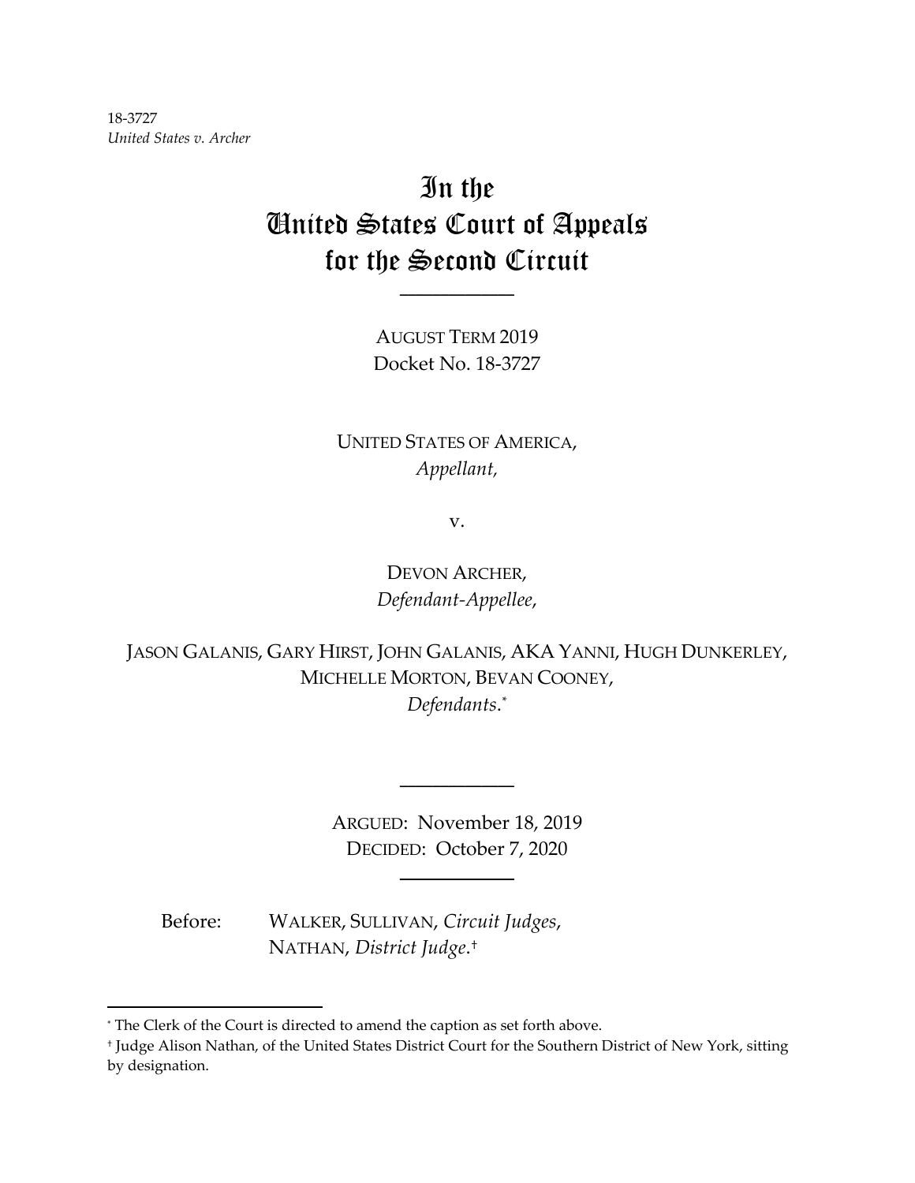18-3727
*United States v. Archer*

# In the United States Court of Appeals for the Second Circuit

AUGUST TERM 2019
Docket No. 18-3727

UNITED STATES OF AMERICA,
*Appellant,*

v.

DEVON ARCHER,
*Defendant-Appellee,*

JASON GALANIS, GARY HIRST, JOHN GALANIS, AKA YANNI, HUGH DUNKERLEY, MICHELLE MORTON, BEVAN COONEY,
*Defendants*.[*]

ARGUED: November 18, 2019
DECIDED: October 7, 2020

Before: WALKER, SULLIVAN, *Circuit Judges*,
NATHAN, *District Judge*.[†]

---

[*] The Clerk of the Court is directed to amend the caption as set forth above.

[†] Judge Alison Nathan, of the United States District Court for the Southern District of New York, sitting by designation.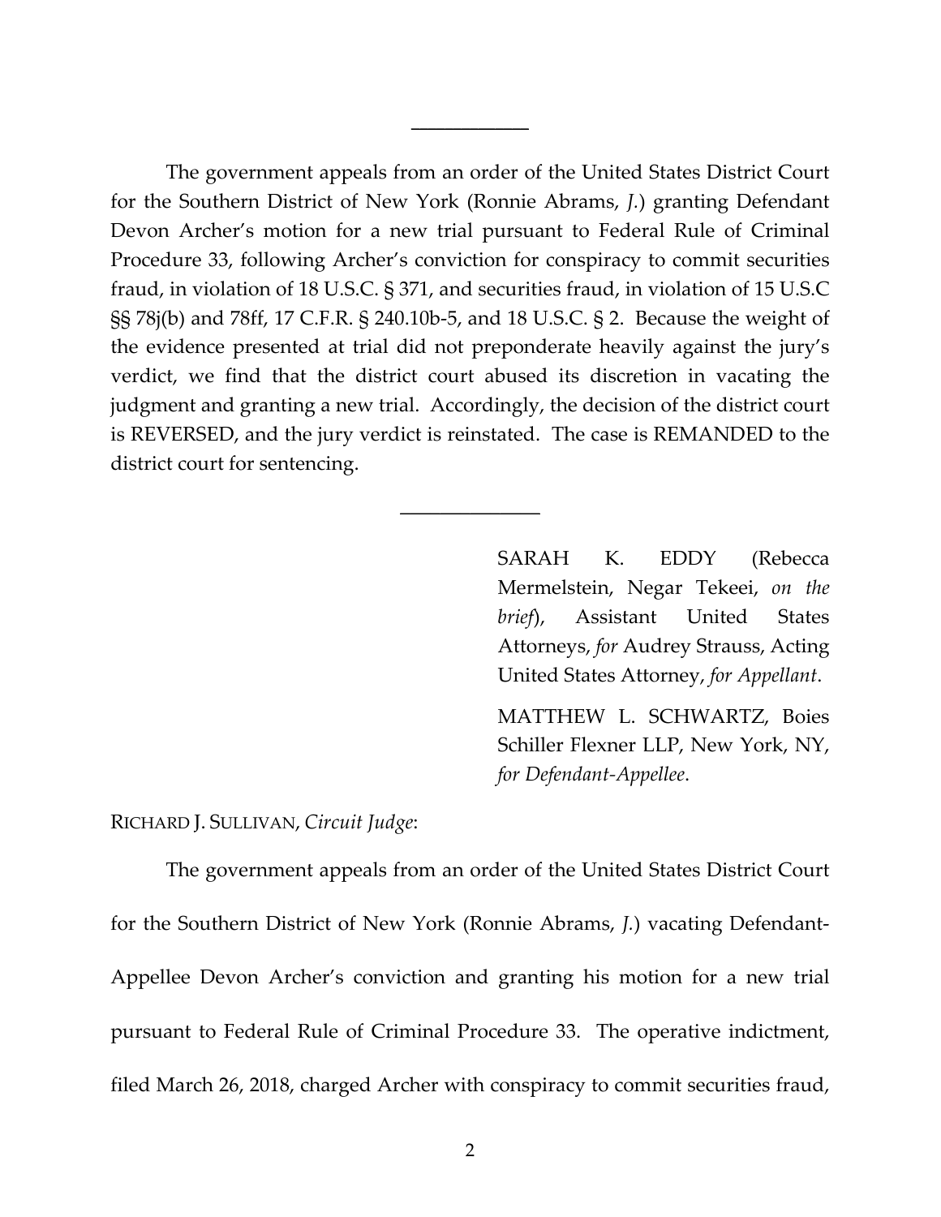The government appeals from an order of the United States District Court for the Southern District of New York (Ronnie Abrams, *J.*) granting Defendant Devon Archer's motion for a new trial pursuant to Federal Rule of Criminal Procedure 33, following Archer's conviction for conspiracy to commit securities fraud, in violation of 18 U.S.C. § 371, and securities fraud, in violation of 15 U.S.C §§ 78j(b) and 78ff, 17 C.F.R. § 240.10b-5, and 18 U.S.C. § 2. Because the weight of the evidence presented at trial did not preponderate heavily against the jury's verdict, we find that the district court abused its discretion in vacating the judgment and granting a new trial. Accordingly, the decision of the district court is REVERSED, and the jury verdict is reinstated. The case is REMANDED to the district court for sentencing.

---

SARAH K. EDDY (Rebecca Mermelstein, Negar Tekeei, *on the brief*), Assistant United States Attorneys, *for* Audrey Strauss, Acting United States Attorney, *for Appellant*.

MATTHEW L. SCHWARTZ, Boies Schiller Flexner LLP, New York, NY, *for Defendant-Appellee*.

RICHARD J. SULLIVAN, *Circuit Judge*:

The government appeals from an order of the United States District Court for the Southern District of New York (Ronnie Abrams, *J.*) vacating Defendant-Appellee Devon Archer's conviction and granting his motion for a new trial pursuant to Federal Rule of Criminal Procedure 33. The operative indictment, filed March 26, 2018, charged Archer with conspiracy to commit securities fraud,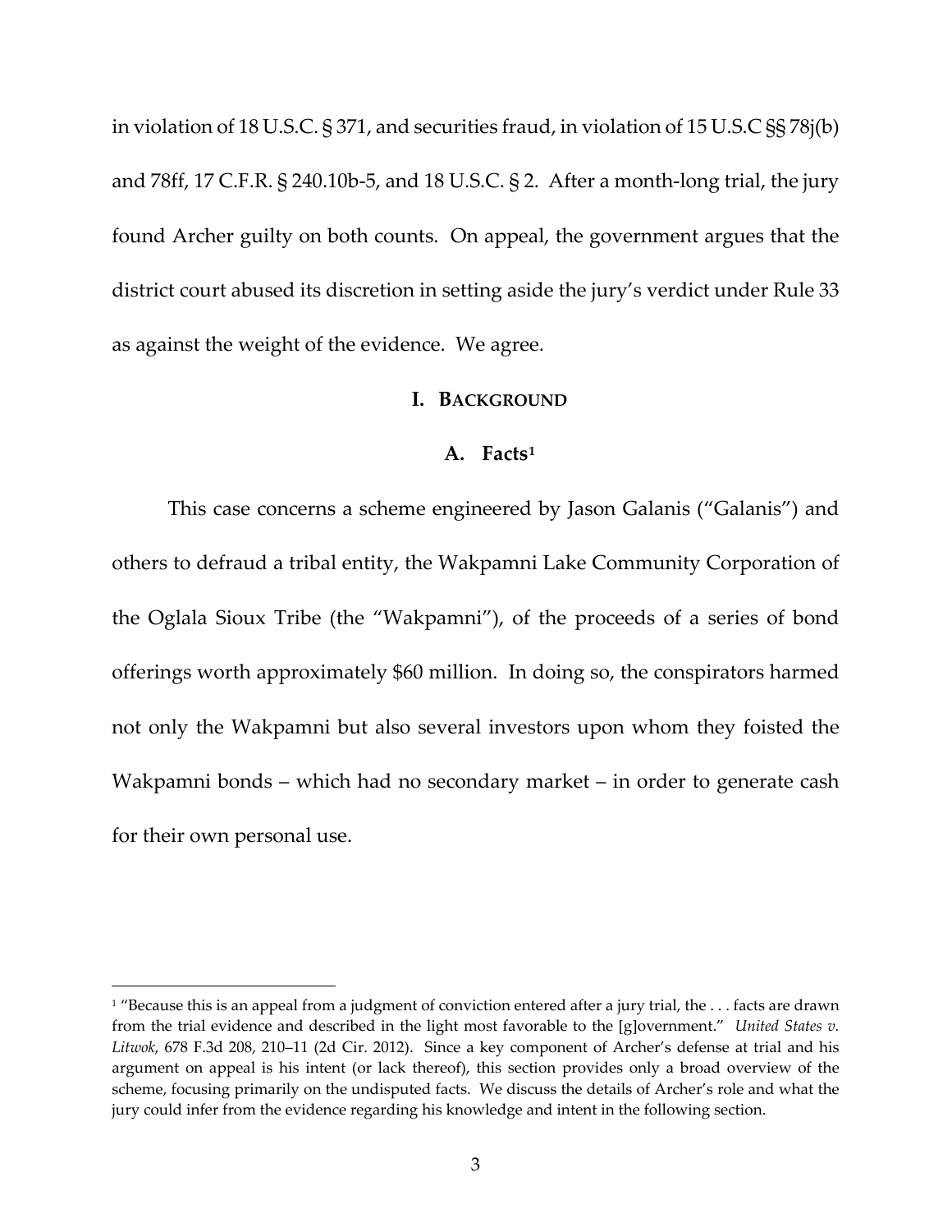in violation of 18 U.S.C. § 371, and securities fraud, in violation of 15 U.S.C §§ 78j(b) and 78ff, 17 C.F.R. § 240.10b-5, and 18 U.S.C. § 2. After a month-long trial, the jury found Archer guilty on both counts. On appeal, the government argues that the district court abused its discretion in setting aside the jury's verdict under Rule 33 as against the weight of the evidence. We agree.

## I. Background

### A. Facts[1]

This case concerns a scheme engineered by Jason Galanis ("Galanis") and others to defraud a tribal entity, the Wakpamni Lake Community Corporation of the Oglala Sioux Tribe (the "Wakpamni"), of the proceeds of a series of bond offerings worth approximately $60 million. In doing so, the conspirators harmed not only the Wakpamni but also several investors upon whom they foisted the Wakpamni bonds – which had no secondary market – in order to generate cash for their own personal use.

---

[1] "Because this is an appeal from a judgment of conviction entered after a jury trial, the . . . facts are drawn from the trial evidence and described in the light most favorable to the [g]overnment." *United States v. Litwok*, 678 F.3d 208, 210–11 (2d Cir. 2012). Since a key component of Archer's defense at trial and his argument on appeal is his intent (or lack thereof), this section provides only a broad overview of the scheme, focusing primarily on the undisputed facts. We discuss the details of Archer's role and what the jury could infer from the evidence regarding his knowledge and intent in the following section.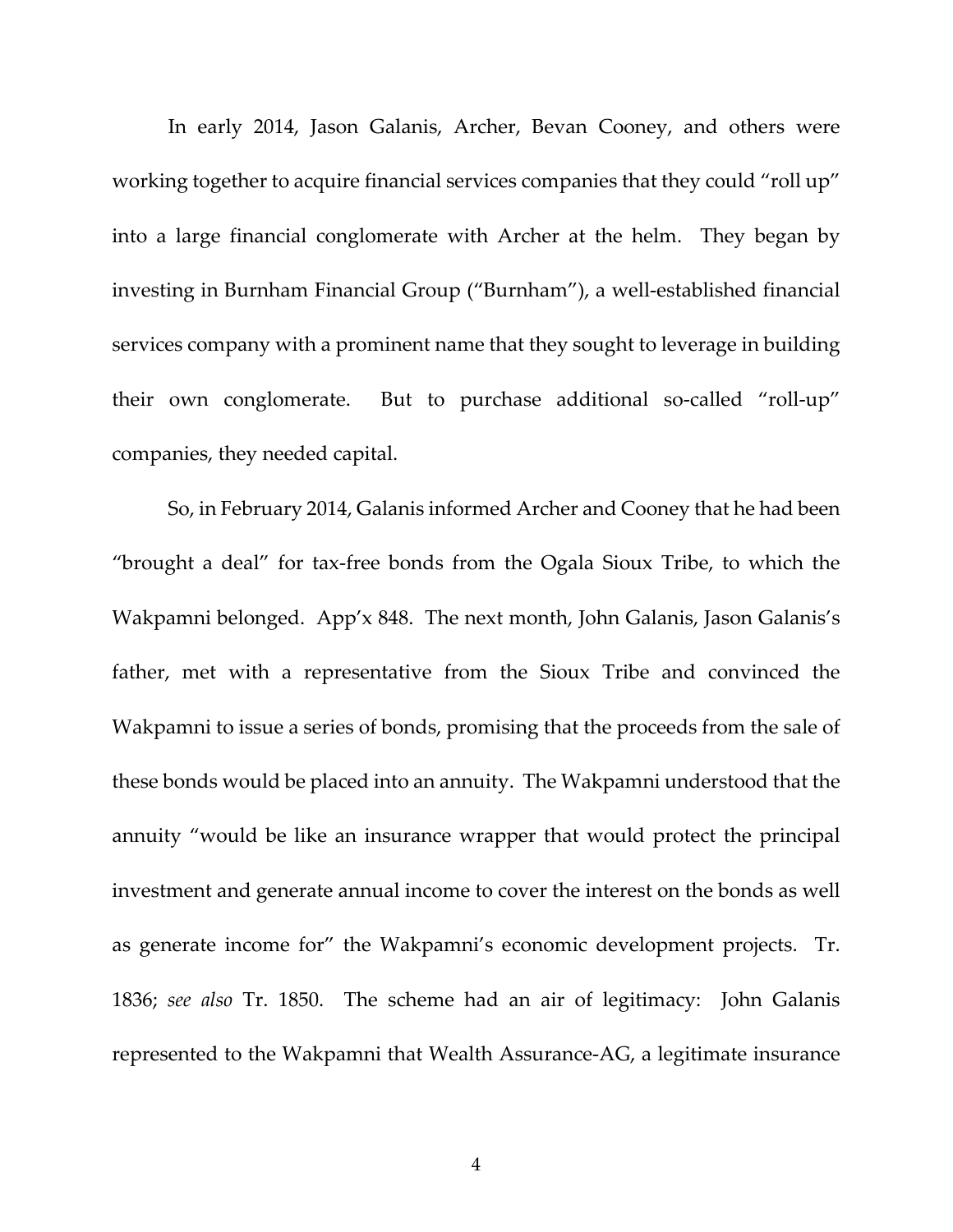In early 2014, Jason Galanis, Archer, Bevan Cooney, and others were working together to acquire financial services companies that they could "roll up" into a large financial conglomerate with Archer at the helm. They began by investing in Burnham Financial Group ("Burnham"), a well-established financial services company with a prominent name that they sought to leverage in building their own conglomerate. But to purchase additional so-called "roll-up" companies, they needed capital.

So, in February 2014, Galanis informed Archer and Cooney that he had been "brought a deal" for tax-free bonds from the Ogala Sioux Tribe, to which the Wakpamni belonged. App'x 848. The next month, John Galanis, Jason Galanis's father, met with a representative from the Sioux Tribe and convinced the Wakpamni to issue a series of bonds, promising that the proceeds from the sale of these bonds would be placed into an annuity. The Wakpamni understood that the annuity "would be like an insurance wrapper that would protect the principal investment and generate annual income to cover the interest on the bonds as well as generate income for" the Wakpamni's economic development projects. Tr. 1836; *see also* Tr. 1850. The scheme had an air of legitimacy: John Galanis represented to the Wakpamni that Wealth Assurance-AG, a legitimate insurance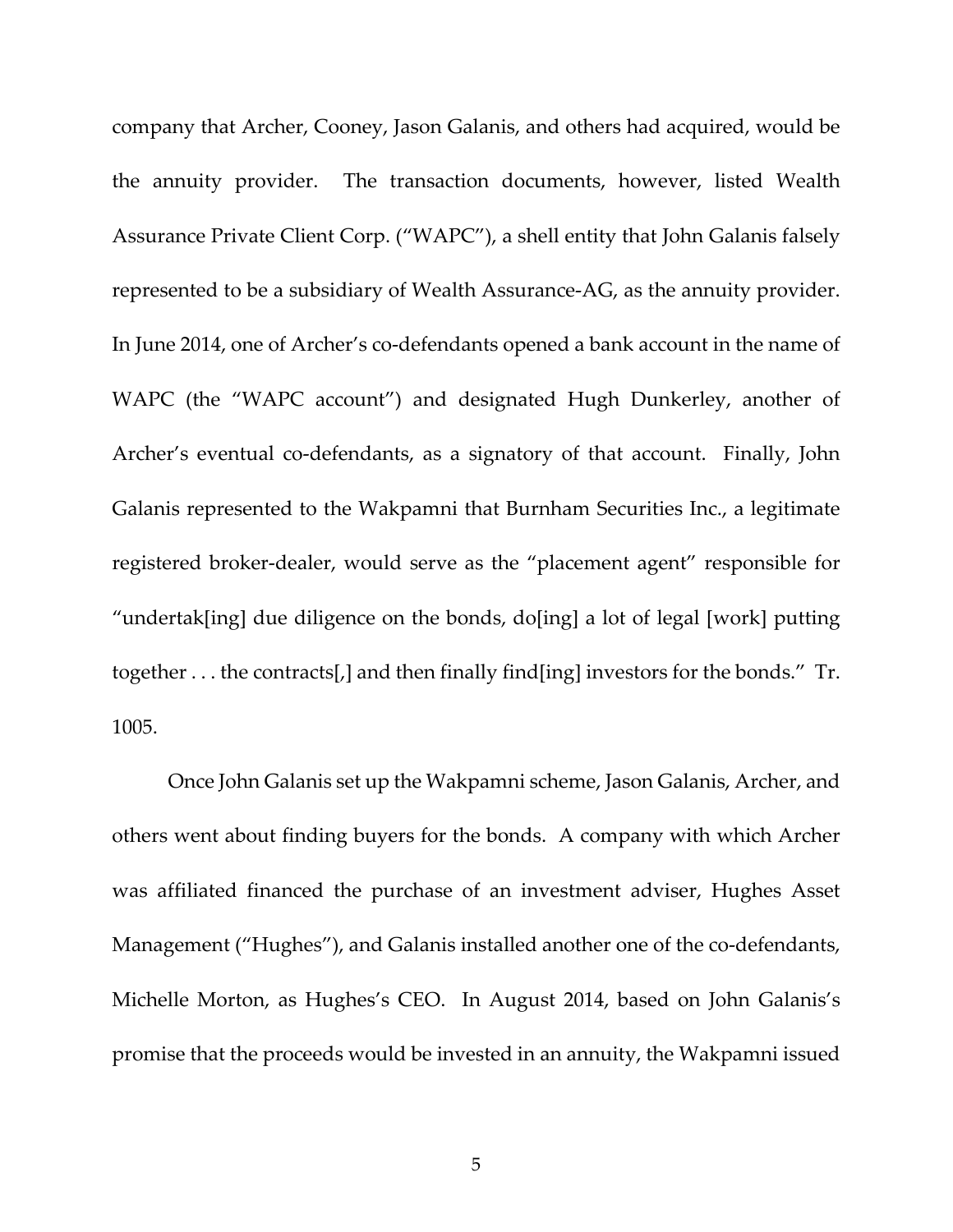company that Archer, Cooney, Jason Galanis, and others had acquired, would be the annuity provider. The transaction documents, however, listed Wealth Assurance Private Client Corp. ("WAPC"), a shell entity that John Galanis falsely represented to be a subsidiary of Wealth Assurance-AG, as the annuity provider. In June 2014, one of Archer's co-defendants opened a bank account in the name of WAPC (the "WAPC account") and designated Hugh Dunkerley, another of Archer's eventual co-defendants, as a signatory of that account. Finally, John Galanis represented to the Wakpamni that Burnham Securities Inc., a legitimate registered broker-dealer, would serve as the "placement agent" responsible for "undertak[ing] due diligence on the bonds, do[ing] a lot of legal [work] putting together . . . the contracts[,] and then finally find[ing] investors for the bonds." Tr. 1005.

Once John Galanis set up the Wakpamni scheme, Jason Galanis, Archer, and others went about finding buyers for the bonds. A company with which Archer was affiliated financed the purchase of an investment adviser, Hughes Asset Management ("Hughes"), and Galanis installed another one of the co-defendants, Michelle Morton, as Hughes's CEO. In August 2014, based on John Galanis's promise that the proceeds would be invested in an annuity, the Wakpamni issued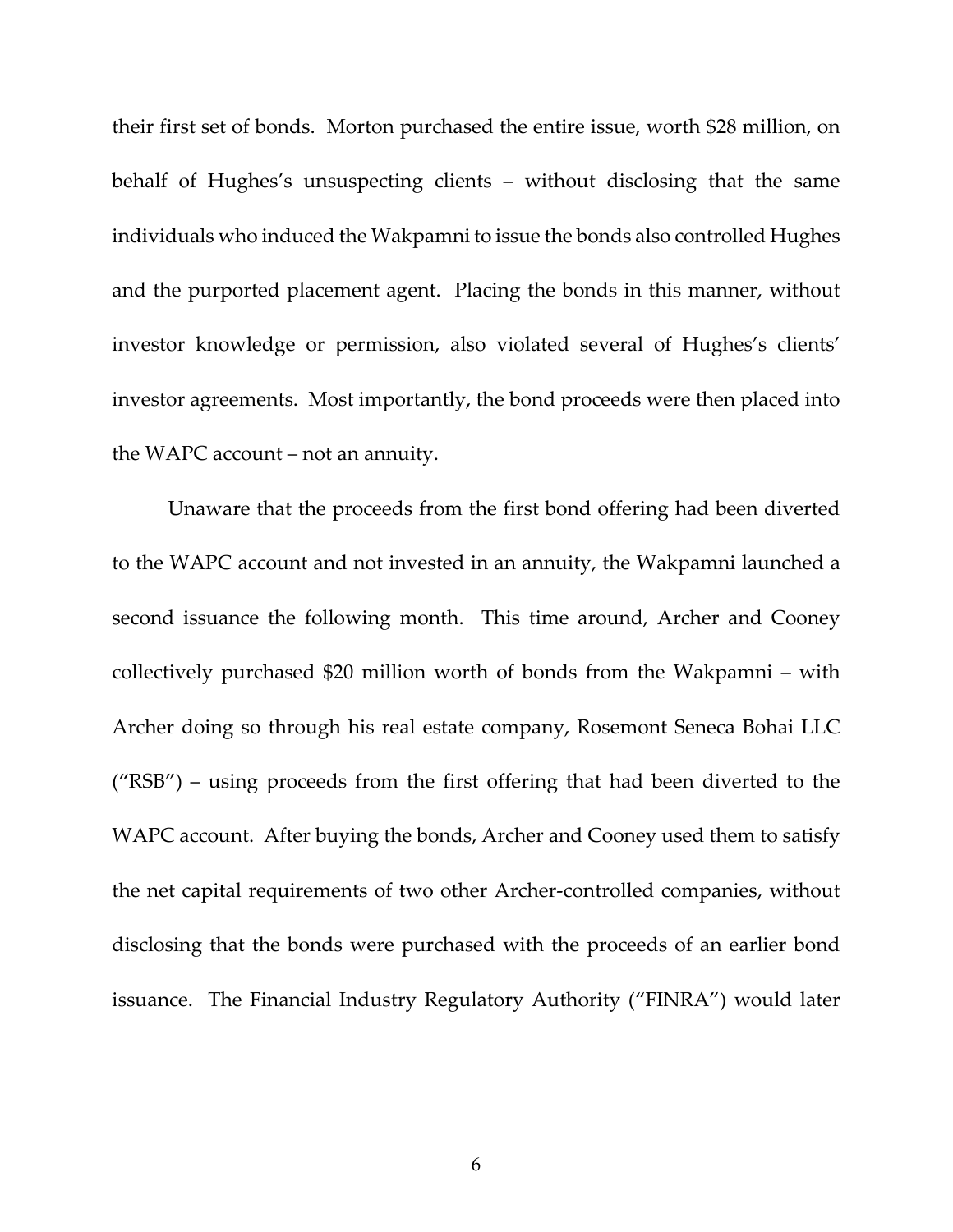their first set of bonds. Morton purchased the entire issue, worth $28 million, on behalf of Hughes's unsuspecting clients – without disclosing that the same individuals who induced the Wakpamni to issue the bonds also controlled Hughes and the purported placement agent. Placing the bonds in this manner, without investor knowledge or permission, also violated several of Hughes's clients' investor agreements. Most importantly, the bond proceeds were then placed into the WAPC account – not an annuity.

Unaware that the proceeds from the first bond offering had been diverted to the WAPC account and not invested in an annuity, the Wakpamni launched a second issuance the following month. This time around, Archer and Cooney collectively purchased $20 million worth of bonds from the Wakpamni – with Archer doing so through his real estate company, Rosemont Seneca Bohai LLC ("RSB") – using proceeds from the first offering that had been diverted to the WAPC account. After buying the bonds, Archer and Cooney used them to satisfy the net capital requirements of two other Archer-controlled companies, without disclosing that the bonds were purchased with the proceeds of an earlier bond issuance. The Financial Industry Regulatory Authority ("FINRA") would later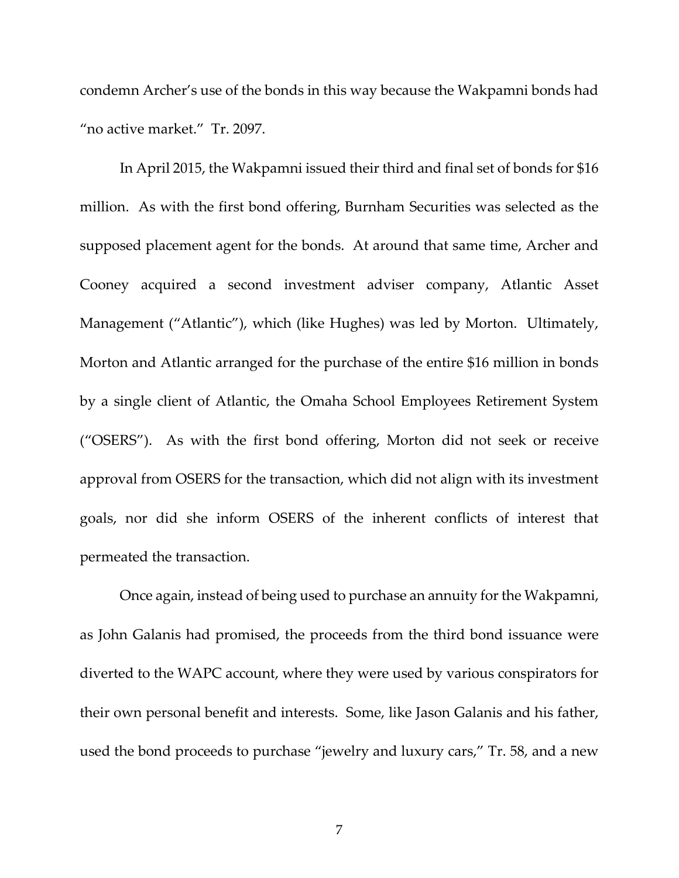condemn Archer's use of the bonds in this way because the Wakpamni bonds had "no active market." Tr. 2097.

In April 2015, the Wakpamni issued their third and final set of bonds for $16 million. As with the first bond offering, Burnham Securities was selected as the supposed placement agent for the bonds. At around that same time, Archer and Cooney acquired a second investment adviser company, Atlantic Asset Management ("Atlantic"), which (like Hughes) was led by Morton. Ultimately, Morton and Atlantic arranged for the purchase of the entire $16 million in bonds by a single client of Atlantic, the Omaha School Employees Retirement System ("OSERS"). As with the first bond offering, Morton did not seek or receive approval from OSERS for the transaction, which did not align with its investment goals, nor did she inform OSERS of the inherent conflicts of interest that permeated the transaction.

Once again, instead of being used to purchase an annuity for the Wakpamni, as John Galanis had promised, the proceeds from the third bond issuance were diverted to the WAPC account, where they were used by various conspirators for their own personal benefit and interests. Some, like Jason Galanis and his father, used the bond proceeds to purchase "jewelry and luxury cars," Tr. 58, and a new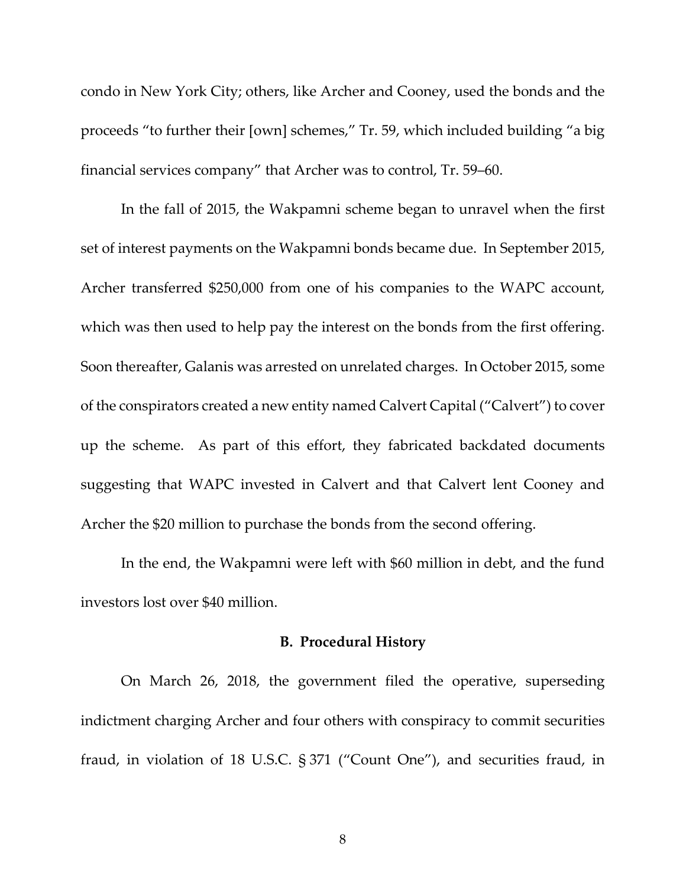condo in New York City; others, like Archer and Cooney, used the bonds and the proceeds "to further their [own] schemes," Tr. 59, which included building "a big financial services company" that Archer was to control, Tr. 59–60.

In the fall of 2015, the Wakpamni scheme began to unravel when the first set of interest payments on the Wakpamni bonds became due. In September 2015, Archer transferred $250,000 from one of his companies to the WAPC account, which was then used to help pay the interest on the bonds from the first offering. Soon thereafter, Galanis was arrested on unrelated charges. In October 2015, some of the conspirators created a new entity named Calvert Capital ("Calvert") to cover up the scheme. As part of this effort, they fabricated backdated documents suggesting that WAPC invested in Calvert and that Calvert lent Cooney and Archer the $20 million to purchase the bonds from the second offering.

In the end, the Wakpamni were left with $60 million in debt, and the fund investors lost over $40 million.

### B. Procedural History

On March 26, 2018, the government filed the operative, superseding indictment charging Archer and four others with conspiracy to commit securities fraud, in violation of 18 U.S.C. § 371 ("Count One"), and securities fraud, in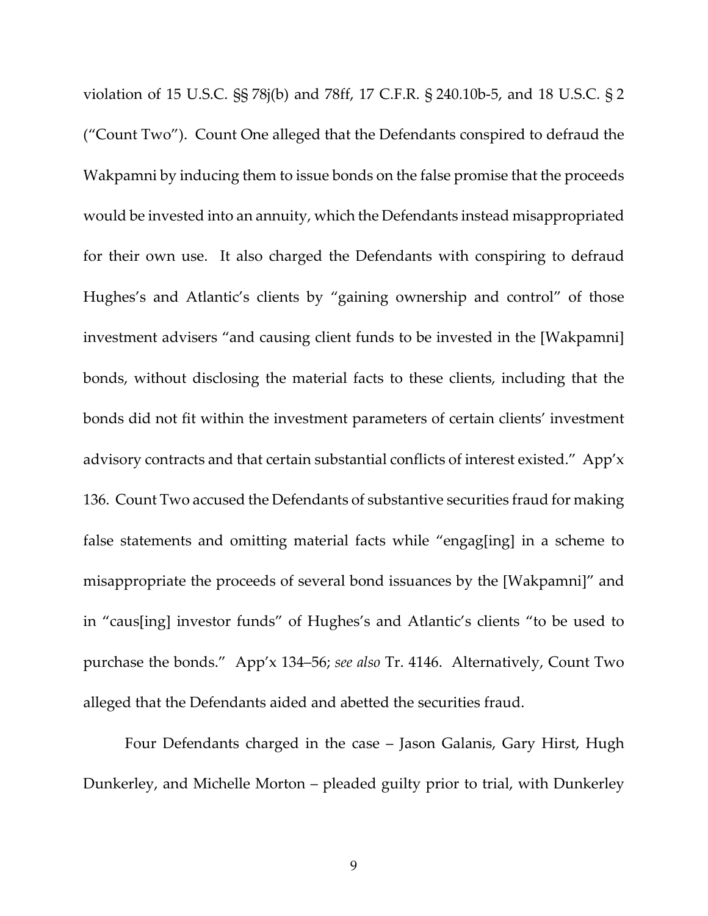violation of 15 U.S.C. §§ 78j(b) and 78ff, 17 C.F.R. § 240.10b-5, and 18 U.S.C. § 2 ("Count Two"). Count One alleged that the Defendants conspired to defraud the Wakpamni by inducing them to issue bonds on the false promise that the proceeds would be invested into an annuity, which the Defendants instead misappropriated for their own use. It also charged the Defendants with conspiring to defraud Hughes's and Atlantic's clients by "gaining ownership and control" of those investment advisers "and causing client funds to be invested in the [Wakpamni] bonds, without disclosing the material facts to these clients, including that the bonds did not fit within the investment parameters of certain clients' investment advisory contracts and that certain substantial conflicts of interest existed." App'x 136. Count Two accused the Defendants of substantive securities fraud for making false statements and omitting material facts while "engag[ing] in a scheme to misappropriate the proceeds of several bond issuances by the [Wakpamni]" and in "caus[ing] investor funds" of Hughes's and Atlantic's clients "to be used to purchase the bonds." App'x 134–56; *see also* Tr. 4146. Alternatively, Count Two alleged that the Defendants aided and abetted the securities fraud.

Four Defendants charged in the case – Jason Galanis, Gary Hirst, Hugh Dunkerley, and Michelle Morton – pleaded guilty prior to trial, with Dunkerley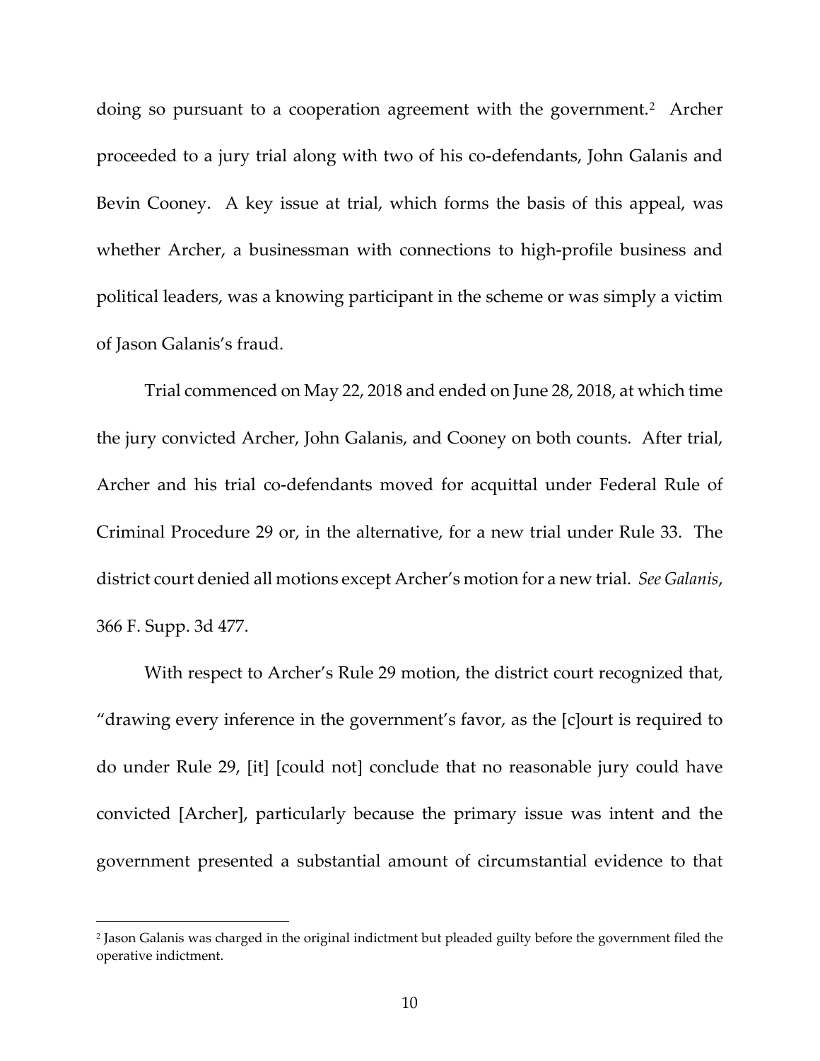doing so pursuant to a cooperation agreement with the government.[2] Archer proceeded to a jury trial along with two of his co-defendants, John Galanis and Bevin Cooney. A key issue at trial, which forms the basis of this appeal, was whether Archer, a businessman with connections to high-profile business and political leaders, was a knowing participant in the scheme or was simply a victim of Jason Galanis's fraud.

Trial commenced on May 22, 2018 and ended on June 28, 2018, at which time the jury convicted Archer, John Galanis, and Cooney on both counts. After trial, Archer and his trial co-defendants moved for acquittal under Federal Rule of Criminal Procedure 29 or, in the alternative, for a new trial under Rule 33. The district court denied all motions except Archer's motion for a new trial. *See Galanis*, 366 F. Supp. 3d 477.

With respect to Archer's Rule 29 motion, the district court recognized that, "drawing every inference in the government's favor, as the [c]ourt is required to do under Rule 29, [it] [could not] conclude that no reasonable jury could have convicted [Archer], particularly because the primary issue was intent and the government presented a substantial amount of circumstantial evidence to that

[2] Jason Galanis was charged in the original indictment but pleaded guilty before the government filed the operative indictment.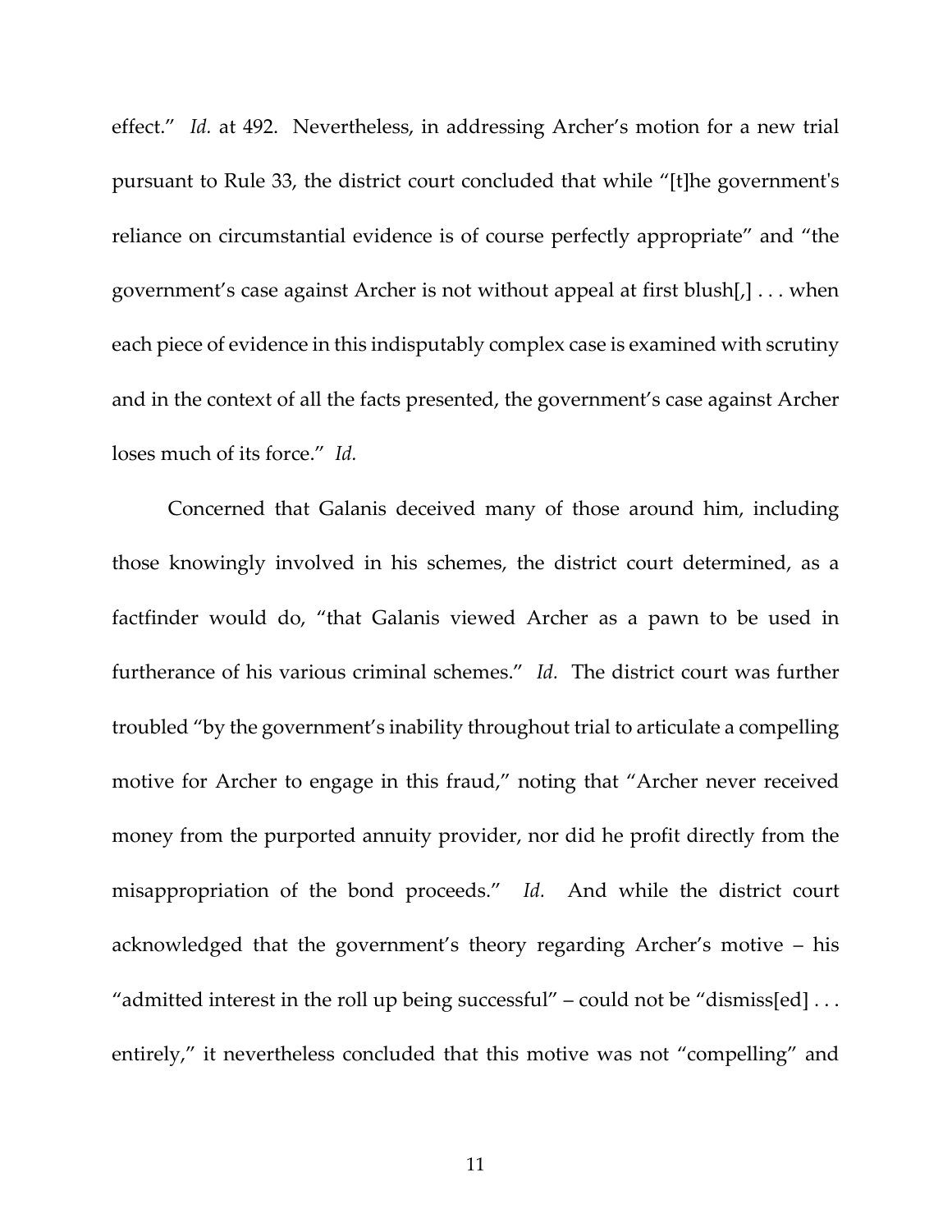effect." *Id.* at 492. Nevertheless, in addressing Archer's motion for a new trial pursuant to Rule 33, the district court concluded that while "[t]he government's reliance on circumstantial evidence is of course perfectly appropriate" and "the government's case against Archer is not without appeal at first blush[,] . . . when each piece of evidence in this indisputably complex case is examined with scrutiny and in the context of all the facts presented, the government's case against Archer loses much of its force." *Id.*

Concerned that Galanis deceived many of those around him, including those knowingly involved in his schemes, the district court determined, as a factfinder would do, "that Galanis viewed Archer as a pawn to be used in furtherance of his various criminal schemes." *Id.* The district court was further troubled "by the government's inability throughout trial to articulate a compelling motive for Archer to engage in this fraud," noting that "Archer never received money from the purported annuity provider, nor did he profit directly from the misappropriation of the bond proceeds." *Id.* And while the district court acknowledged that the government's theory regarding Archer's motive – his "admitted interest in the roll up being successful" – could not be "dismiss[ed] . . . entirely," it nevertheless concluded that this motive was not "compelling" and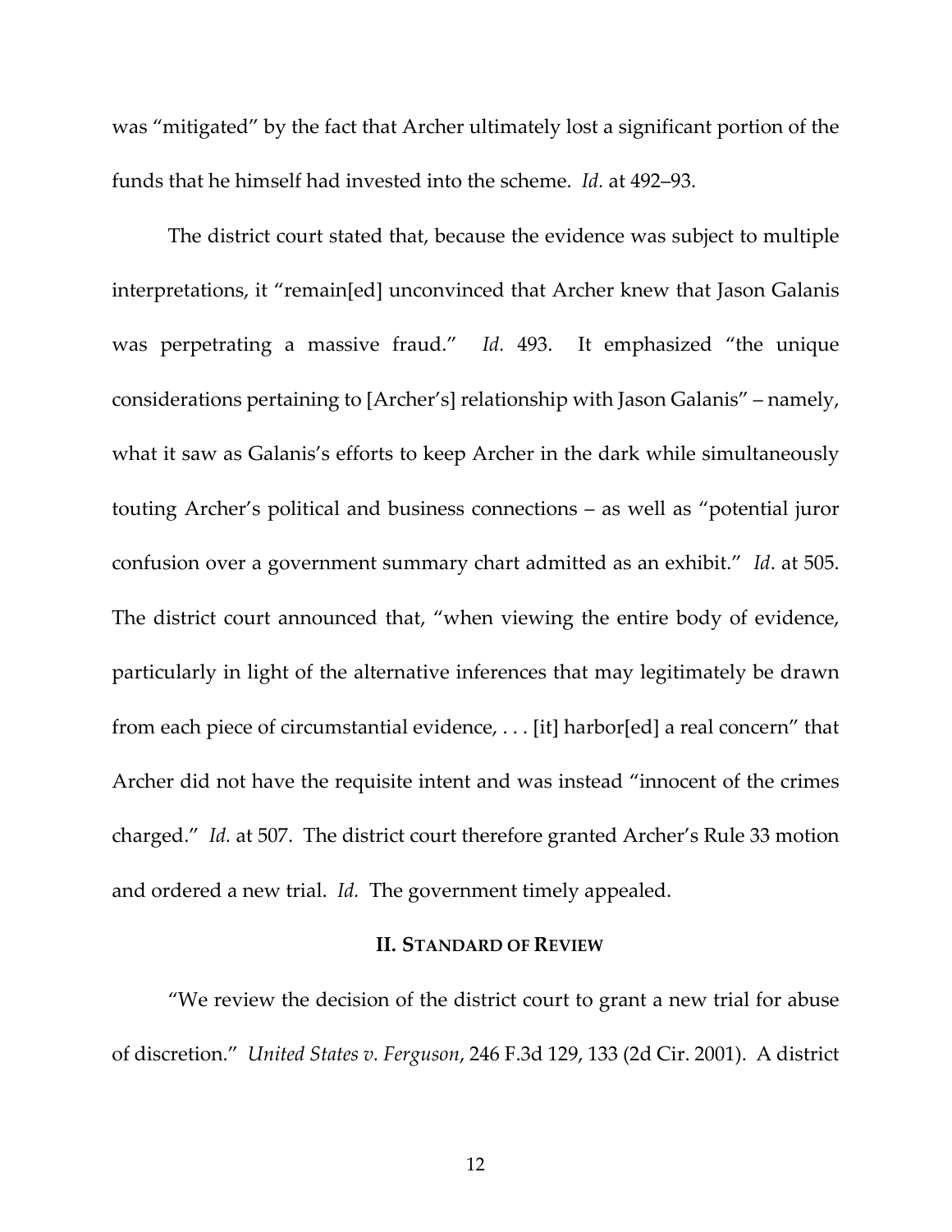was "mitigated" by the fact that Archer ultimately lost a significant portion of the funds that he himself had invested into the scheme. *Id.* at 492–93.

The district court stated that, because the evidence was subject to multiple interpretations, it "remain[ed] unconvinced that Archer knew that Jason Galanis was perpetrating a massive fraud." *Id.* 493. It emphasized "the unique considerations pertaining to [Archer's] relationship with Jason Galanis" – namely, what it saw as Galanis's efforts to keep Archer in the dark while simultaneously touting Archer's political and business connections – as well as "potential juror confusion over a government summary chart admitted as an exhibit." *Id*. at 505. The district court announced that, "when viewing the entire body of evidence, particularly in light of the alternative inferences that may legitimately be drawn from each piece of circumstantial evidence, . . . [it] harbor[ed] a real concern" that Archer did not have the requisite intent and was instead "innocent of the crimes charged." *Id.* at 507. The district court therefore granted Archer's Rule 33 motion and ordered a new trial. *Id.* The government timely appealed.

## II. STANDARD OF REVIEW

"We review the decision of the district court to grant a new trial for abuse of discretion." *United States v. Ferguson*, 246 F.3d 129, 133 (2d Cir. 2001). A district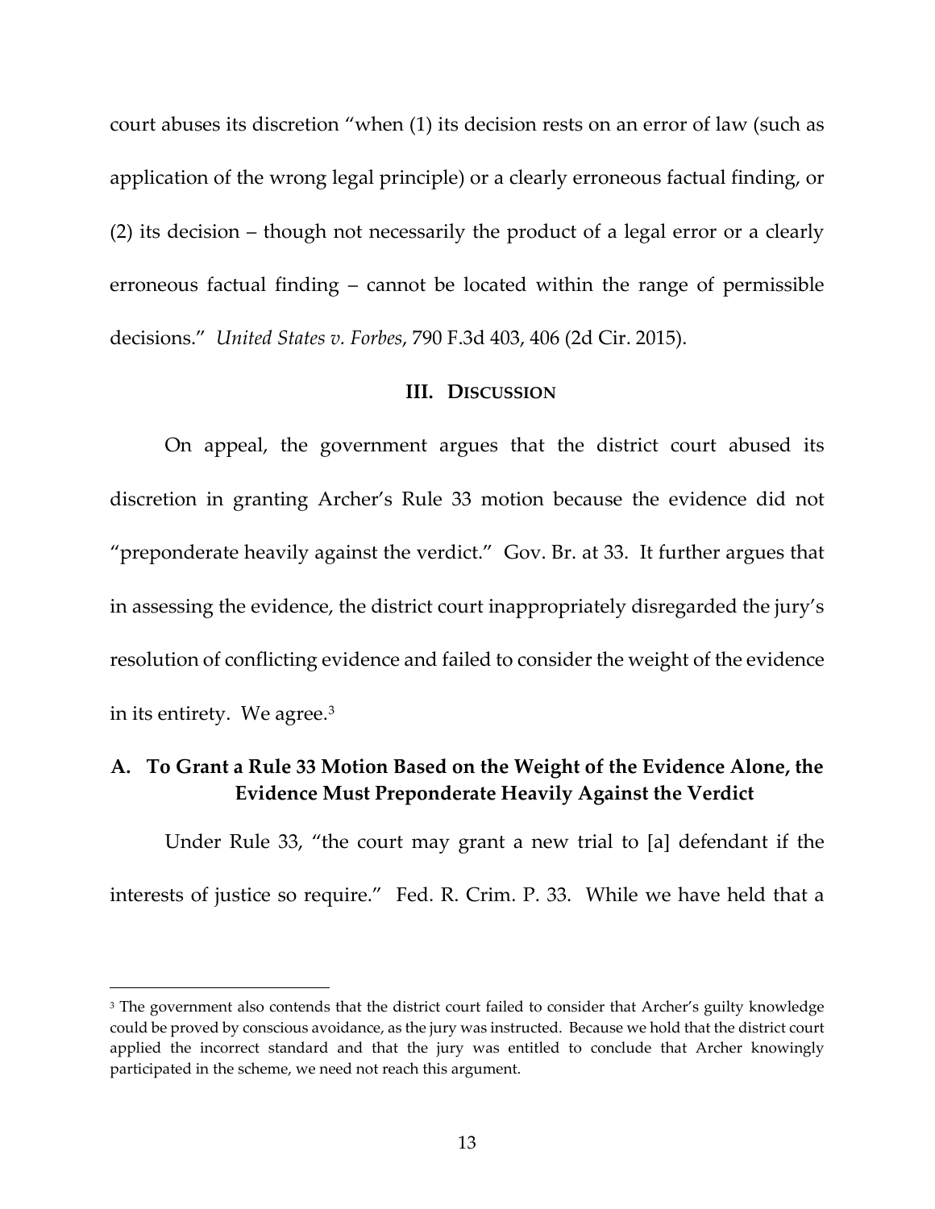court abuses its discretion "when (1) its decision rests on an error of law (such as application of the wrong legal principle) or a clearly erroneous factual finding, or (2) its decision – though not necessarily the product of a legal error or a clearly erroneous factual finding – cannot be located within the range of permissible decisions." *United States v. Forbes*, 790 F.3d 403, 406 (2d Cir. 2015).

## III. DISCUSSION

On appeal, the government argues that the district court abused its discretion in granting Archer's Rule 33 motion because the evidence did not "preponderate heavily against the verdict." Gov. Br. at 33. It further argues that in assessing the evidence, the district court inappropriately disregarded the jury's resolution of conflicting evidence and failed to consider the weight of the evidence in its entirety. We agree.[3]

### A. To Grant a Rule 33 Motion Based on the Weight of the Evidence Alone, the Evidence Must Preponderate Heavily Against the Verdict

Under Rule 33, "the court may grant a new trial to [a] defendant if the interests of justice so require." Fed. R. Crim. P. 33. While we have held that a

---

[3] The government also contends that the district court failed to consider that Archer's guilty knowledge could be proved by conscious avoidance, as the jury was instructed. Because we hold that the district court applied the incorrect standard and that the jury was entitled to conclude that Archer knowingly participated in the scheme, we need not reach this argument.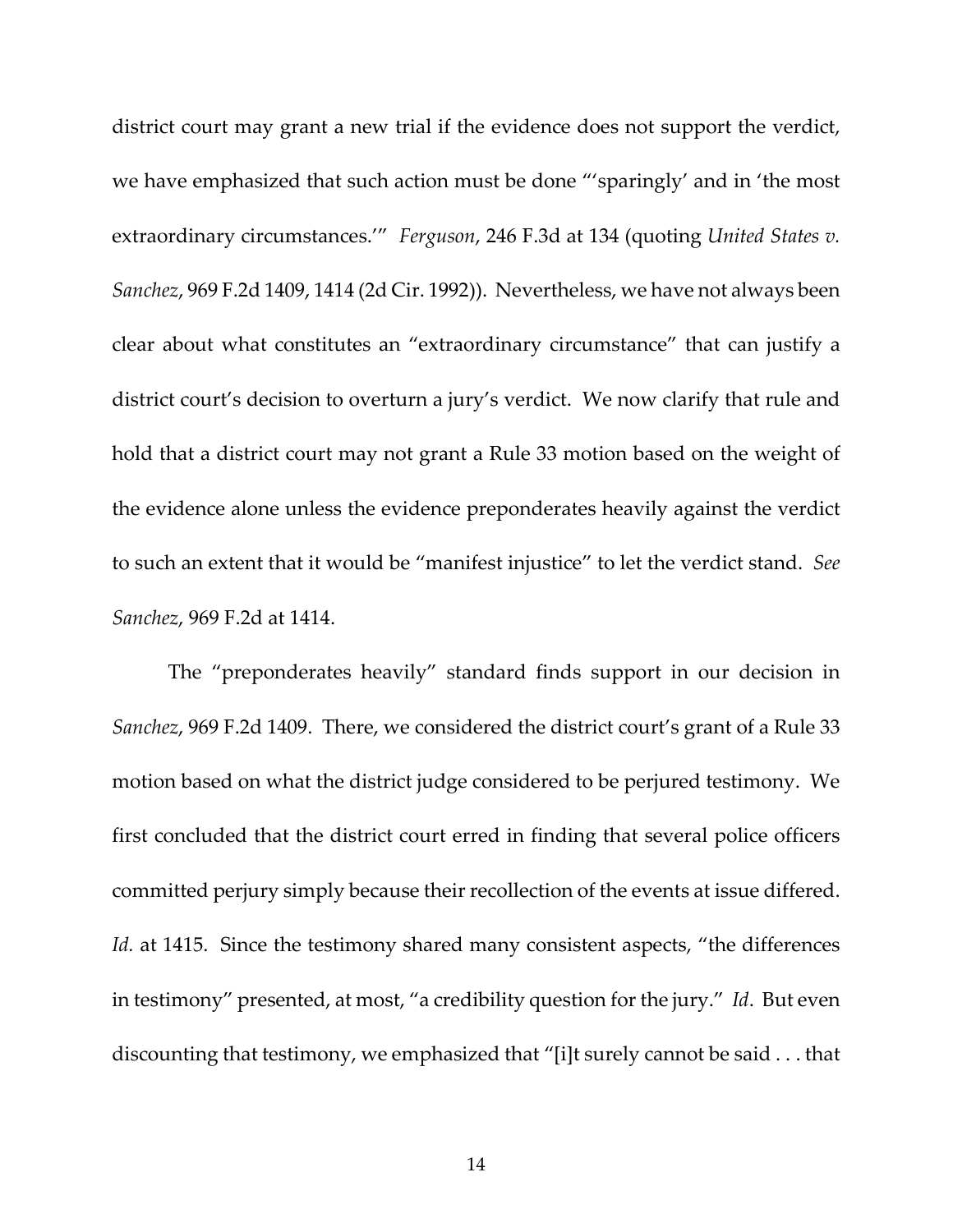district court may grant a new trial if the evidence does not support the verdict, we have emphasized that such action must be done "'sparingly' and in 'the most extraordinary circumstances.'" *Ferguson*, 246 F.3d at 134 (quoting *United States v. Sanchez*, 969 F.2d 1409, 1414 (2d Cir. 1992)). Nevertheless, we have not always been clear about what constitutes an "extraordinary circumstance" that can justify a district court's decision to overturn a jury's verdict. We now clarify that rule and hold that a district court may not grant a Rule 33 motion based on the weight of the evidence alone unless the evidence preponderates heavily against the verdict to such an extent that it would be "manifest injustice" to let the verdict stand. *See Sanchez*, 969 F.2d at 1414.

The "preponderates heavily" standard finds support in our decision in *Sanchez*, 969 F.2d 1409. There, we considered the district court's grant of a Rule 33 motion based on what the district judge considered to be perjured testimony. We first concluded that the district court erred in finding that several police officers committed perjury simply because their recollection of the events at issue differed. *Id.* at 1415. Since the testimony shared many consistent aspects, "the differences in testimony" presented, at most, "a credibility question for the jury." *Id*. But even discounting that testimony, we emphasized that "[i]t surely cannot be said . . . that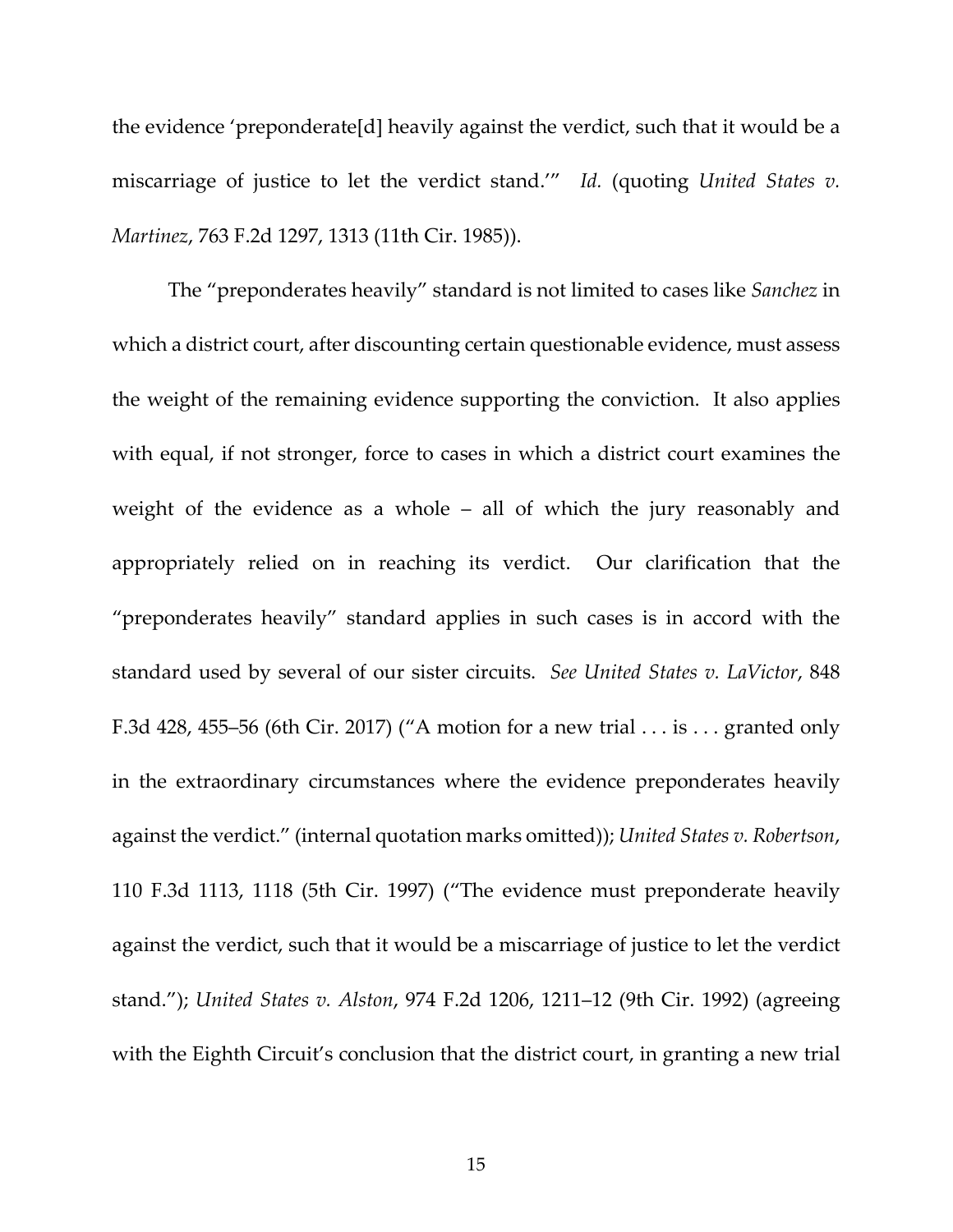the evidence 'preponderate[d] heavily against the verdict, such that it would be a miscarriage of justice to let the verdict stand.'" *Id.* (quoting *United States v. Martinez*, 763 F.2d 1297, 1313 (11th Cir. 1985)).

The "preponderates heavily" standard is not limited to cases like *Sanchez* in which a district court, after discounting certain questionable evidence, must assess the weight of the remaining evidence supporting the conviction. It also applies with equal, if not stronger, force to cases in which a district court examines the weight of the evidence as a whole – all of which the jury reasonably and appropriately relied on in reaching its verdict. Our clarification that the "preponderates heavily" standard applies in such cases is in accord with the standard used by several of our sister circuits. *See United States v. LaVictor*, 848 F.3d 428, 455–56 (6th Cir. 2017) ("A motion for a new trial . . . is . . . granted only in the extraordinary circumstances where the evidence preponderates heavily against the verdict." (internal quotation marks omitted)); *United States v. Robertson*, 110 F.3d 1113, 1118 (5th Cir. 1997) ("The evidence must preponderate heavily against the verdict, such that it would be a miscarriage of justice to let the verdict stand."); *United States v. Alston*, 974 F.2d 1206, 1211–12 (9th Cir. 1992) (agreeing with the Eighth Circuit's conclusion that the district court, in granting a new trial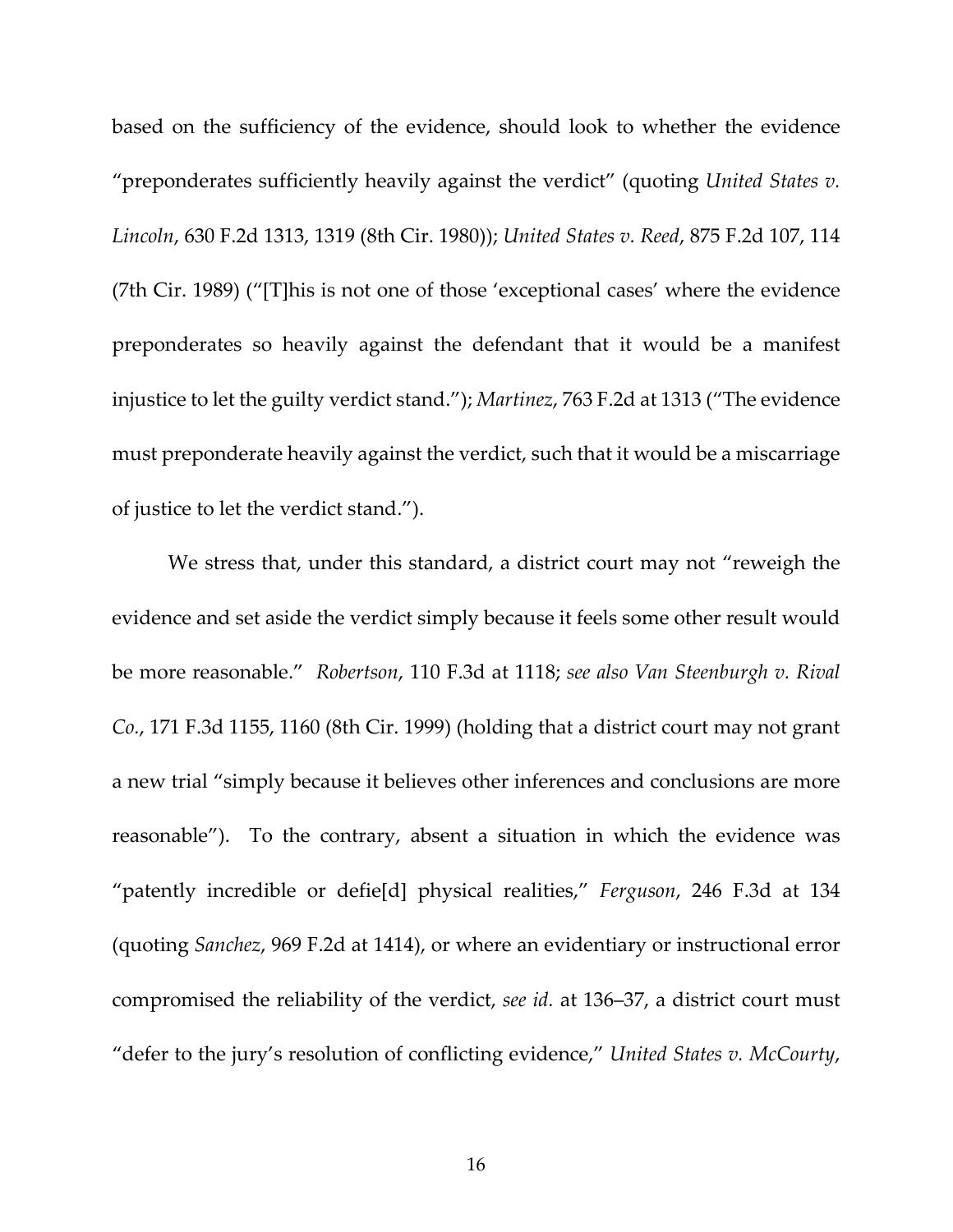based on the sufficiency of the evidence, should look to whether the evidence "preponderates sufficiently heavily against the verdict" (quoting *United States v. Lincoln*, 630 F.2d 1313, 1319 (8th Cir. 1980)); *United States v. Reed*, 875 F.2d 107, 114 (7th Cir. 1989) ("[T]his is not one of those 'exceptional cases' where the evidence preponderates so heavily against the defendant that it would be a manifest injustice to let the guilty verdict stand."); *Martinez*, 763 F.2d at 1313 ("The evidence must preponderate heavily against the verdict, such that it would be a miscarriage of justice to let the verdict stand.").

We stress that, under this standard, a district court may not "reweigh the evidence and set aside the verdict simply because it feels some other result would be more reasonable." *Robertson*, 110 F.3d at 1118; *see also Van Steenburgh v. Rival Co.*, 171 F.3d 1155, 1160 (8th Cir. 1999) (holding that a district court may not grant a new trial "simply because it believes other inferences and conclusions are more reasonable"). To the contrary, absent a situation in which the evidence was "patently incredible or defie[d] physical realities," *Ferguson*, 246 F.3d at 134 (quoting *Sanchez*, 969 F.2d at 1414), or where an evidentiary or instructional error compromised the reliability of the verdict, *see id.* at 136–37, a district court must "defer to the jury's resolution of conflicting evidence," *United States v. McCourty*,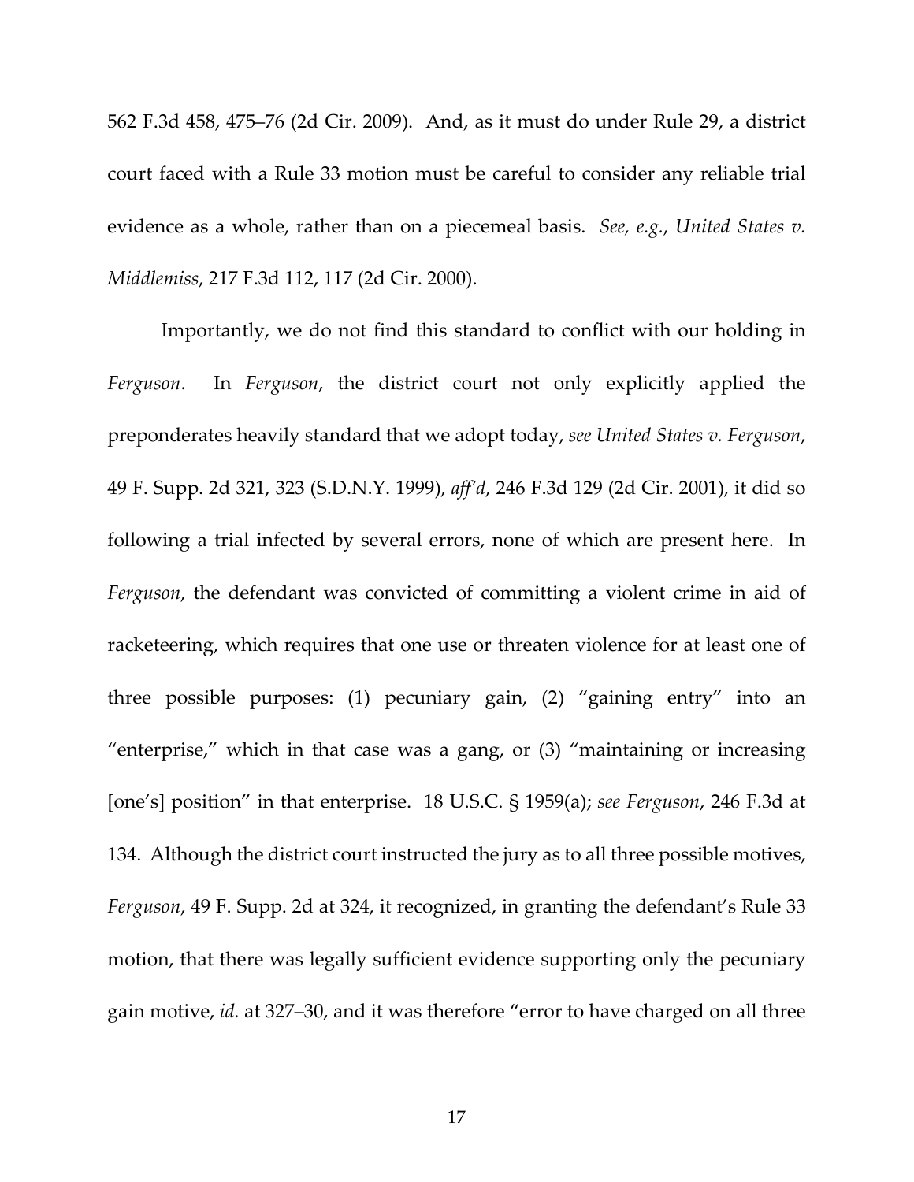562 F.3d 458, 475–76 (2d Cir. 2009). And, as it must do under Rule 29, a district court faced with a Rule 33 motion must be careful to consider any reliable trial evidence as a whole, rather than on a piecemeal basis. *See, e.g.*, *United States v. Middlemiss*, 217 F.3d 112, 117 (2d Cir. 2000).

Importantly, we do not find this standard to conflict with our holding in *Ferguson*. In *Ferguson*, the district court not only explicitly applied the preponderates heavily standard that we adopt today, *see United States v. Ferguson*, 49 F. Supp. 2d 321, 323 (S.D.N.Y. 1999), *aff'd*, 246 F.3d 129 (2d Cir. 2001), it did so following a trial infected by several errors, none of which are present here. In *Ferguson*, the defendant was convicted of committing a violent crime in aid of racketeering, which requires that one use or threaten violence for at least one of three possible purposes: (1) pecuniary gain, (2) "gaining entry" into an "enterprise," which in that case was a gang, or (3) "maintaining or increasing [one's] position" in that enterprise. 18 U.S.C. § 1959(a); *see Ferguson*, 246 F.3d at 134. Although the district court instructed the jury as to all three possible motives, *Ferguson*, 49 F. Supp. 2d at 324, it recognized, in granting the defendant's Rule 33 motion, that there was legally sufficient evidence supporting only the pecuniary gain motive, *id.* at 327–30, and it was therefore "error to have charged on all three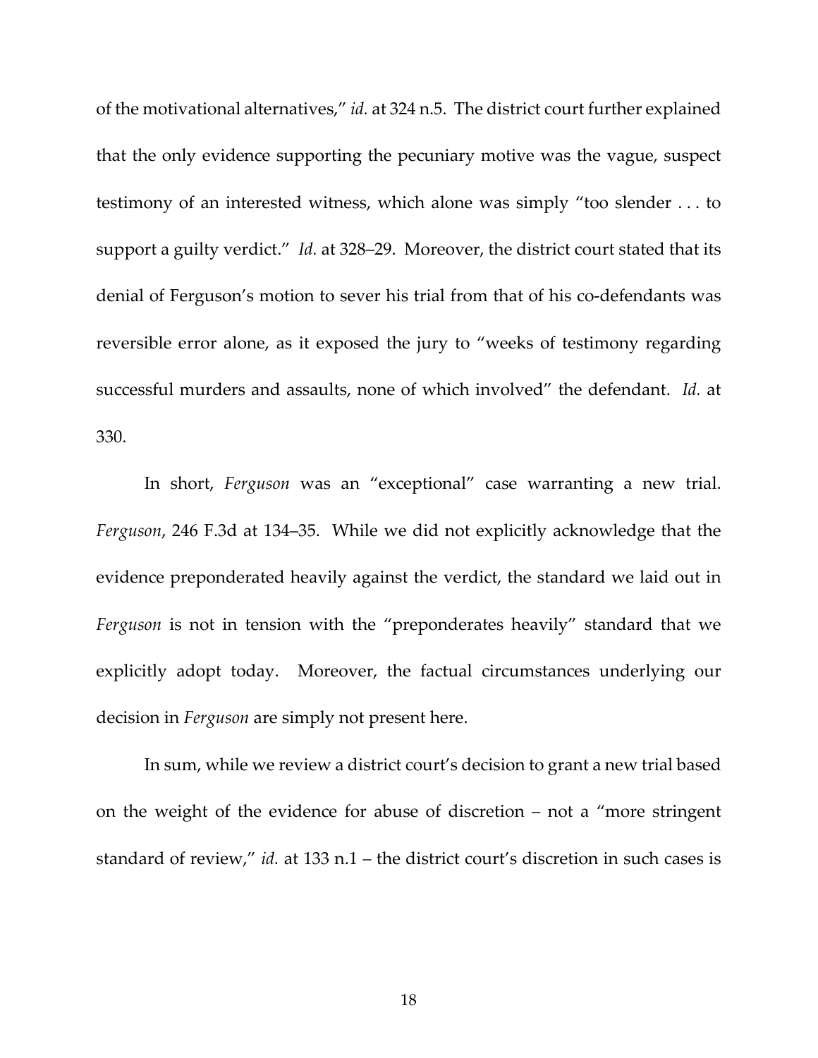of the motivational alternatives," *id.* at 324 n.5. The district court further explained that the only evidence supporting the pecuniary motive was the vague, suspect testimony of an interested witness, which alone was simply "too slender . . . to support a guilty verdict." *Id.* at 328–29. Moreover, the district court stated that its denial of Ferguson's motion to sever his trial from that of his co-defendants was reversible error alone, as it exposed the jury to "weeks of testimony regarding successful murders and assaults, none of which involved" the defendant. *Id.* at 330.

In short, *Ferguson* was an "exceptional" case warranting a new trial. *Ferguson*, 246 F.3d at 134–35. While we did not explicitly acknowledge that the evidence preponderated heavily against the verdict, the standard we laid out in *Ferguson* is not in tension with the "preponderates heavily" standard that we explicitly adopt today. Moreover, the factual circumstances underlying our decision in *Ferguson* are simply not present here.

In sum, while we review a district court's decision to grant a new trial based on the weight of the evidence for abuse of discretion – not a "more stringent standard of review," *id.* at 133 n.1 – the district court's discretion in such cases is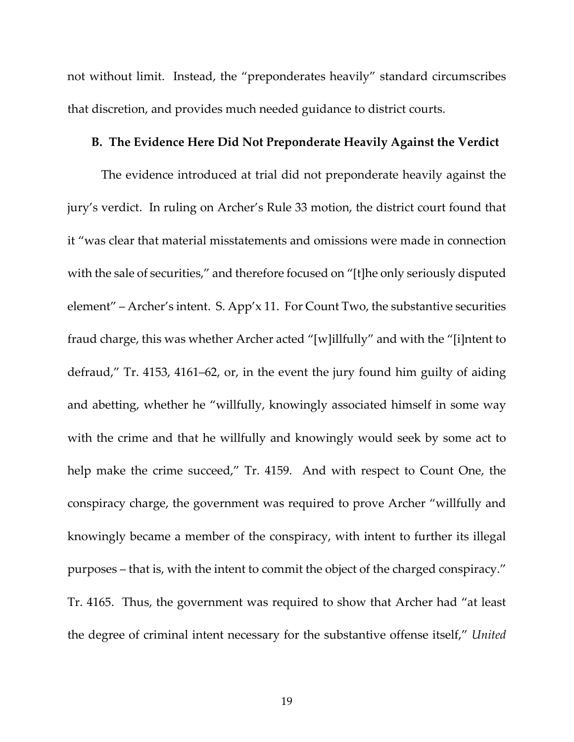not without limit. Instead, the "preponderates heavily" standard circumscribes that discretion, and provides much needed guidance to district courts.

### B. The Evidence Here Did Not Preponderate Heavily Against the Verdict

The evidence introduced at trial did not preponderate heavily against the jury's verdict. In ruling on Archer's Rule 33 motion, the district court found that it "was clear that material misstatements and omissions were made in connection with the sale of securities," and therefore focused on "[t]he only seriously disputed element" – Archer's intent. S. App'x 11. For Count Two, the substantive securities fraud charge, this was whether Archer acted "[w]illfully" and with the "[i]ntent to defraud," Tr. 4153, 4161–62, or, in the event the jury found him guilty of aiding and abetting, whether he "willfully, knowingly associated himself in some way with the crime and that he willfully and knowingly would seek by some act to help make the crime succeed," Tr. 4159. And with respect to Count One, the conspiracy charge, the government was required to prove Archer "willfully and knowingly became a member of the conspiracy, with intent to further its illegal purposes – that is, with the intent to commit the object of the charged conspiracy." Tr. 4165. Thus, the government was required to show that Archer had "at least the degree of criminal intent necessary for the substantive offense itself," *United*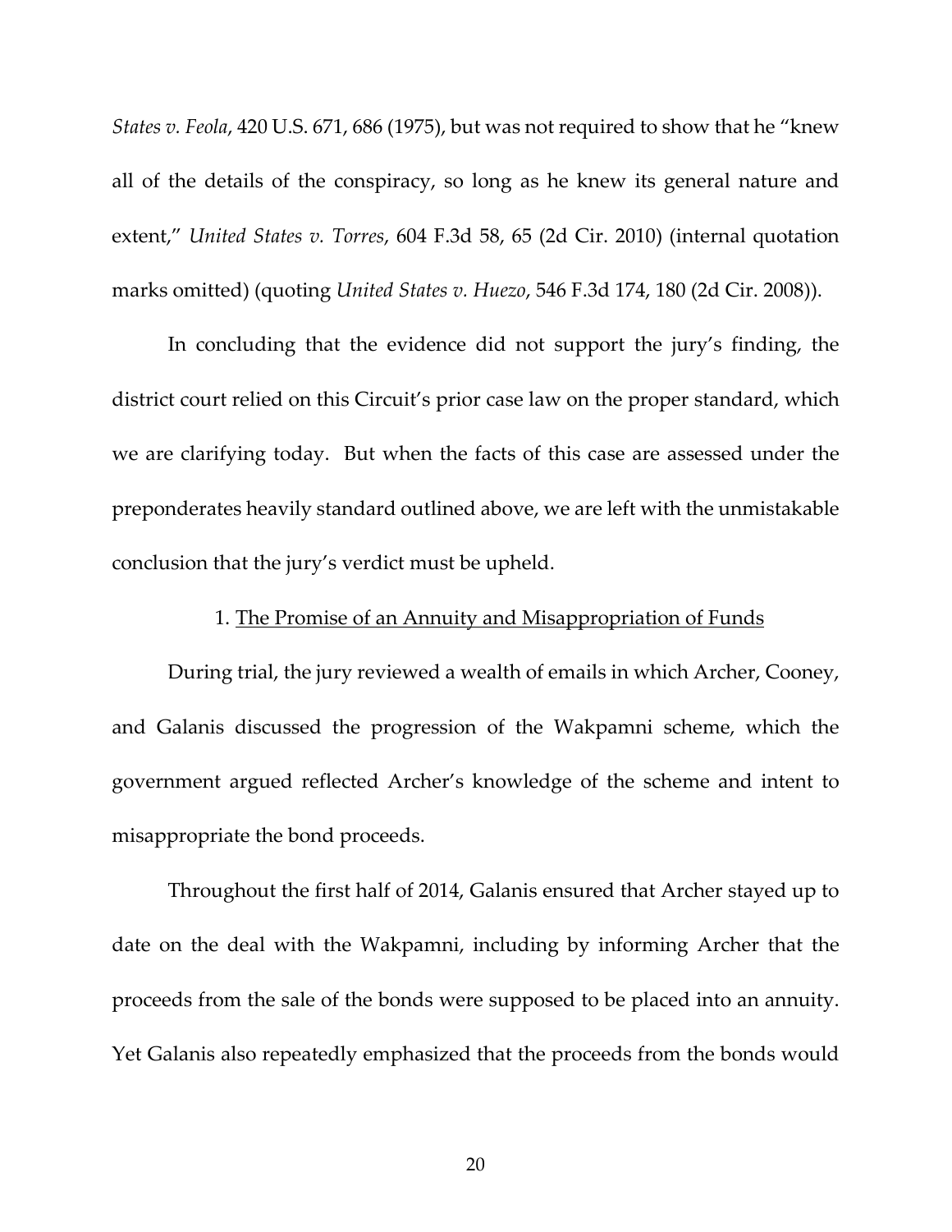*States v. Feola*, 420 U.S. 671, 686 (1975), but was not required to show that he "knew all of the details of the conspiracy, so long as he knew its general nature and extent," *United States v. Torres*, 604 F.3d 58, 65 (2d Cir. 2010) (internal quotation marks omitted) (quoting *United States v. Huezo*, 546 F.3d 174, 180 (2d Cir. 2008)).

In concluding that the evidence did not support the jury's finding, the district court relied on this Circuit's prior case law on the proper standard, which we are clarifying today. But when the facts of this case are assessed under the preponderates heavily standard outlined above, we are left with the unmistakable conclusion that the jury's verdict must be upheld.

1. The Promise of an Annuity and Misappropriation of Funds

During trial, the jury reviewed a wealth of emails in which Archer, Cooney, and Galanis discussed the progression of the Wakpamni scheme, which the government argued reflected Archer's knowledge of the scheme and intent to misappropriate the bond proceeds.

Throughout the first half of 2014, Galanis ensured that Archer stayed up to date on the deal with the Wakpamni, including by informing Archer that the proceeds from the sale of the bonds were supposed to be placed into an annuity. Yet Galanis also repeatedly emphasized that the proceeds from the bonds would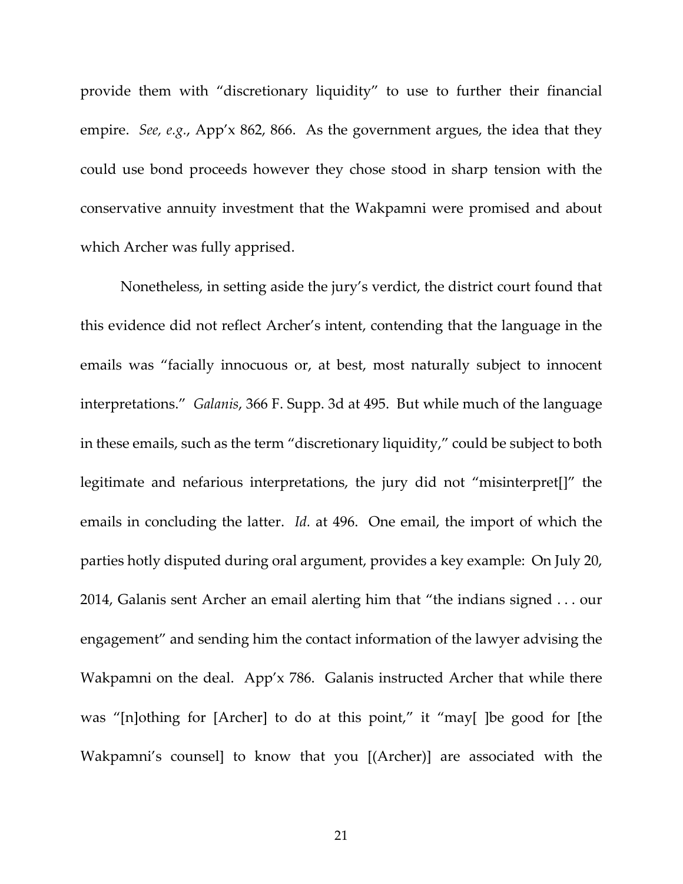provide them with "discretionary liquidity" to use to further their financial empire. *See, e.g.*, App'x 862, 866. As the government argues, the idea that they could use bond proceeds however they chose stood in sharp tension with the conservative annuity investment that the Wakpamni were promised and about which Archer was fully apprised.

Nonetheless, in setting aside the jury's verdict, the district court found that this evidence did not reflect Archer's intent, contending that the language in the emails was "facially innocuous or, at best, most naturally subject to innocent interpretations." *Galanis*, 366 F. Supp. 3d at 495. But while much of the language in these emails, such as the term "discretionary liquidity," could be subject to both legitimate and nefarious interpretations, the jury did not "misinterpret[]" the emails in concluding the latter. *Id.* at 496. One email, the import of which the parties hotly disputed during oral argument, provides a key example: On July 20, 2014, Galanis sent Archer an email alerting him that "the indians signed . . . our engagement" and sending him the contact information of the lawyer advising the Wakpamni on the deal. App'x 786. Galanis instructed Archer that while there was "[n]othing for [Archer] to do at this point," it "may[ ]be good for [the Wakpamni's counsel] to know that you [(Archer)] are associated with the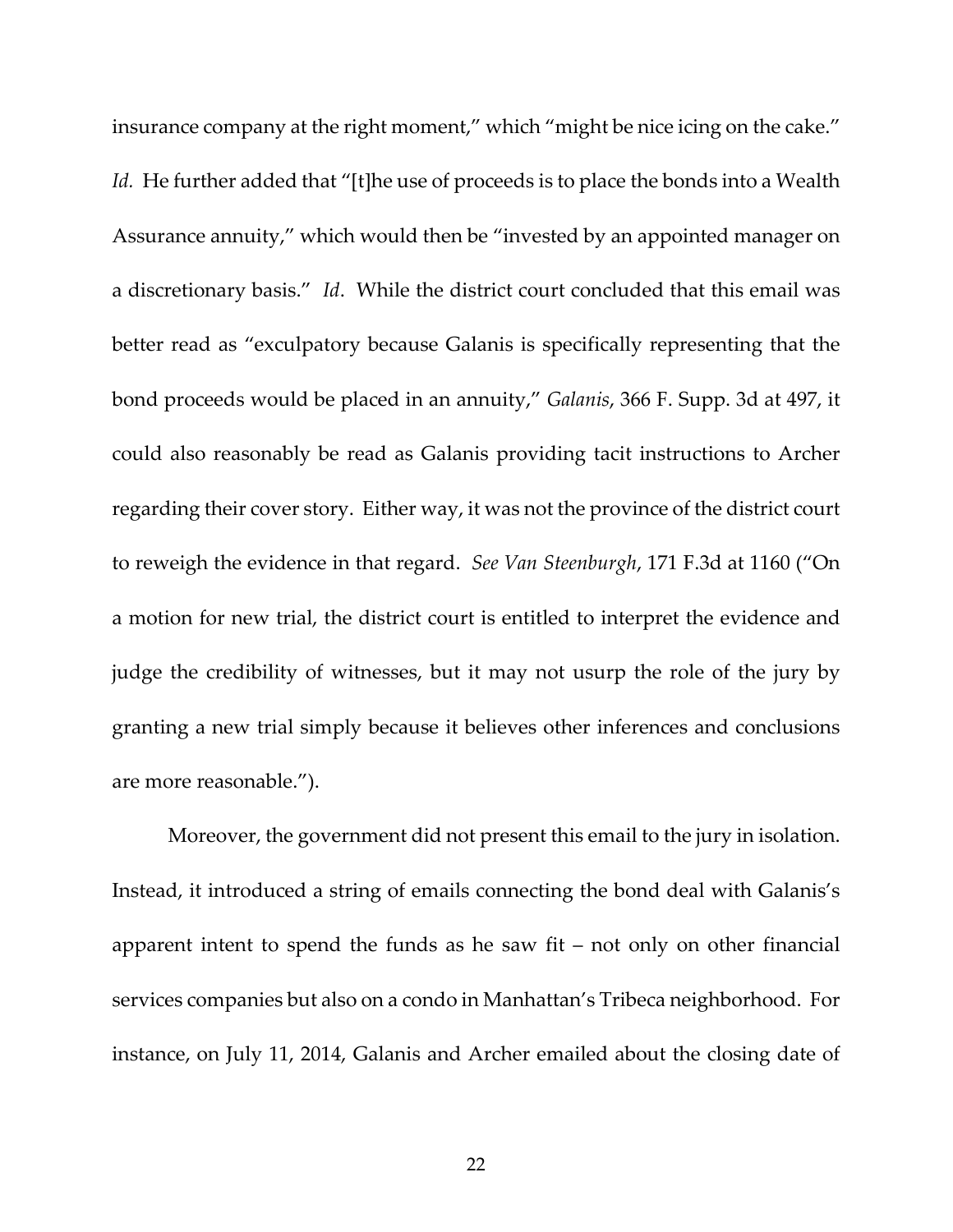insurance company at the right moment," which "might be nice icing on the cake." *Id.* He further added that "[t]he use of proceeds is to place the bonds into a Wealth Assurance annuity," which would then be "invested by an appointed manager on a discretionary basis." *Id*. While the district court concluded that this email was better read as "exculpatory because Galanis is specifically representing that the bond proceeds would be placed in an annuity," *Galanis*, 366 F. Supp. 3d at 497, it could also reasonably be read as Galanis providing tacit instructions to Archer regarding their cover story. Either way, it was not the province of the district court to reweigh the evidence in that regard. *See Van Steenburgh*, 171 F.3d at 1160 ("On a motion for new trial, the district court is entitled to interpret the evidence and judge the credibility of witnesses, but it may not usurp the role of the jury by granting a new trial simply because it believes other inferences and conclusions are more reasonable.").

Moreover, the government did not present this email to the jury in isolation. Instead, it introduced a string of emails connecting the bond deal with Galanis's apparent intent to spend the funds as he saw fit – not only on other financial services companies but also on a condo in Manhattan's Tribeca neighborhood. For instance, on July 11, 2014, Galanis and Archer emailed about the closing date of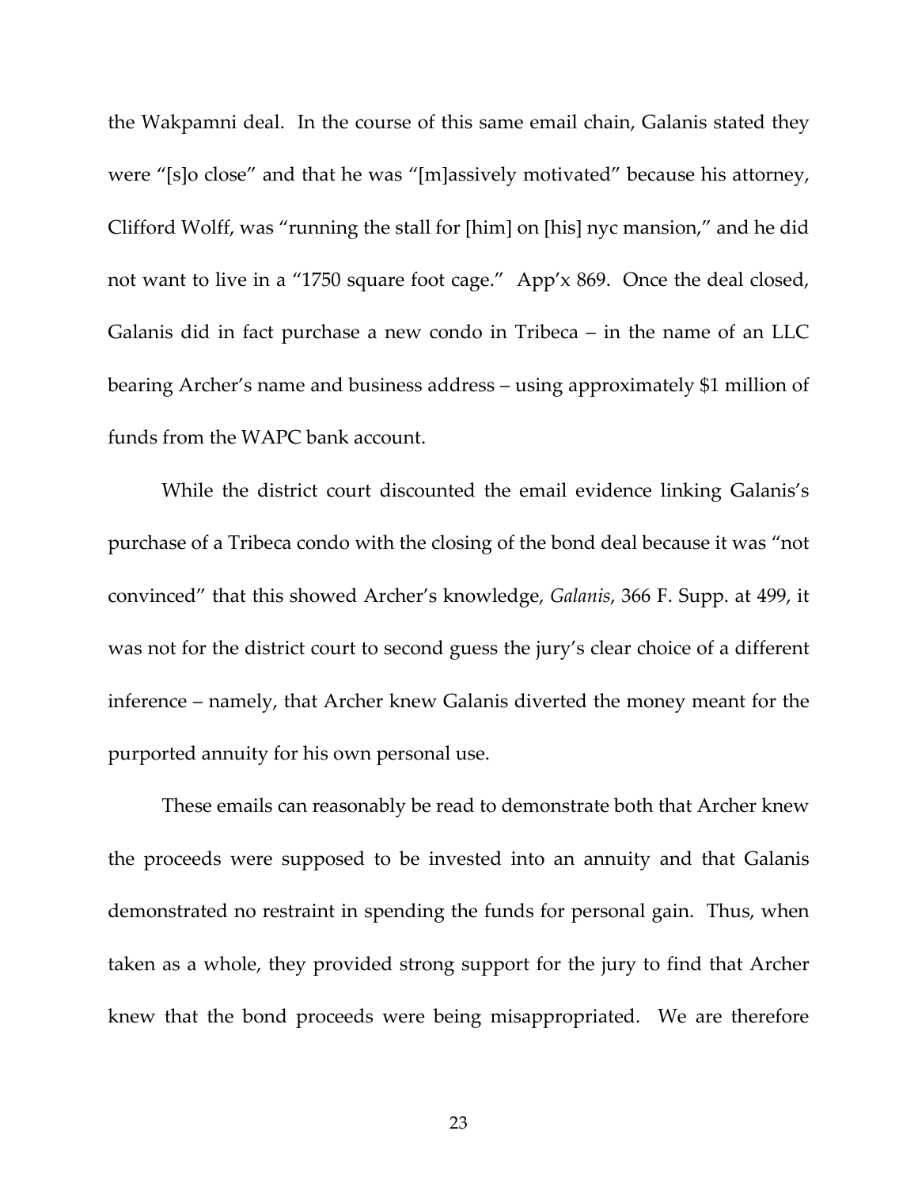the Wakpamni deal. In the course of this same email chain, Galanis stated they were "[s]o close" and that he was "[m]assively motivated" because his attorney, Clifford Wolff, was "running the stall for [him] on [his] nyc mansion," and he did not want to live in a "1750 square foot cage." App'x 869. Once the deal closed, Galanis did in fact purchase a new condo in Tribeca – in the name of an LLC bearing Archer's name and business address – using approximately $1 million of funds from the WAPC bank account.

While the district court discounted the email evidence linking Galanis's purchase of a Tribeca condo with the closing of the bond deal because it was "not convinced" that this showed Archer's knowledge, *Galanis*, 366 F. Supp. at 499, it was not for the district court to second guess the jury's clear choice of a different inference – namely, that Archer knew Galanis diverted the money meant for the purported annuity for his own personal use.

These emails can reasonably be read to demonstrate both that Archer knew the proceeds were supposed to be invested into an annuity and that Galanis demonstrated no restraint in spending the funds for personal gain. Thus, when taken as a whole, they provided strong support for the jury to find that Archer knew that the bond proceeds were being misappropriated. We are therefore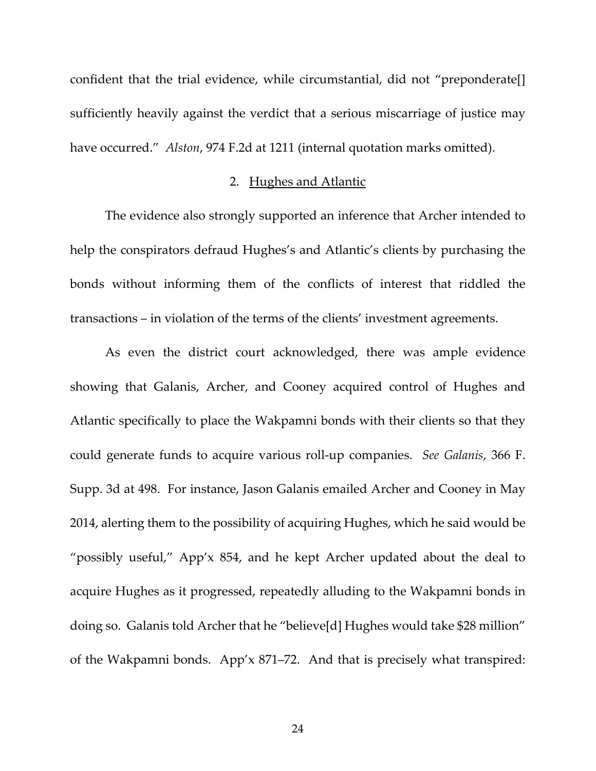confident that the trial evidence, while circumstantial, did not "preponderate[] sufficiently heavily against the verdict that a serious miscarriage of justice may have occurred." *Alston*, 974 F.2d at 1211 (internal quotation marks omitted).

2. Hughes and Atlantic

The evidence also strongly supported an inference that Archer intended to help the conspirators defraud Hughes's and Atlantic's clients by purchasing the bonds without informing them of the conflicts of interest that riddled the transactions – in violation of the terms of the clients' investment agreements.

As even the district court acknowledged, there was ample evidence showing that Galanis, Archer, and Cooney acquired control of Hughes and Atlantic specifically to place the Wakpamni bonds with their clients so that they could generate funds to acquire various roll-up companies. *See Galanis*, 366 F. Supp. 3d at 498. For instance, Jason Galanis emailed Archer and Cooney in May 2014, alerting them to the possibility of acquiring Hughes, which he said would be "possibly useful," App'x 854, and he kept Archer updated about the deal to acquire Hughes as it progressed, repeatedly alluding to the Wakpamni bonds in doing so. Galanis told Archer that he "believe[d] Hughes would take $28 million" of the Wakpamni bonds. App'x 871–72. And that is precisely what transpired: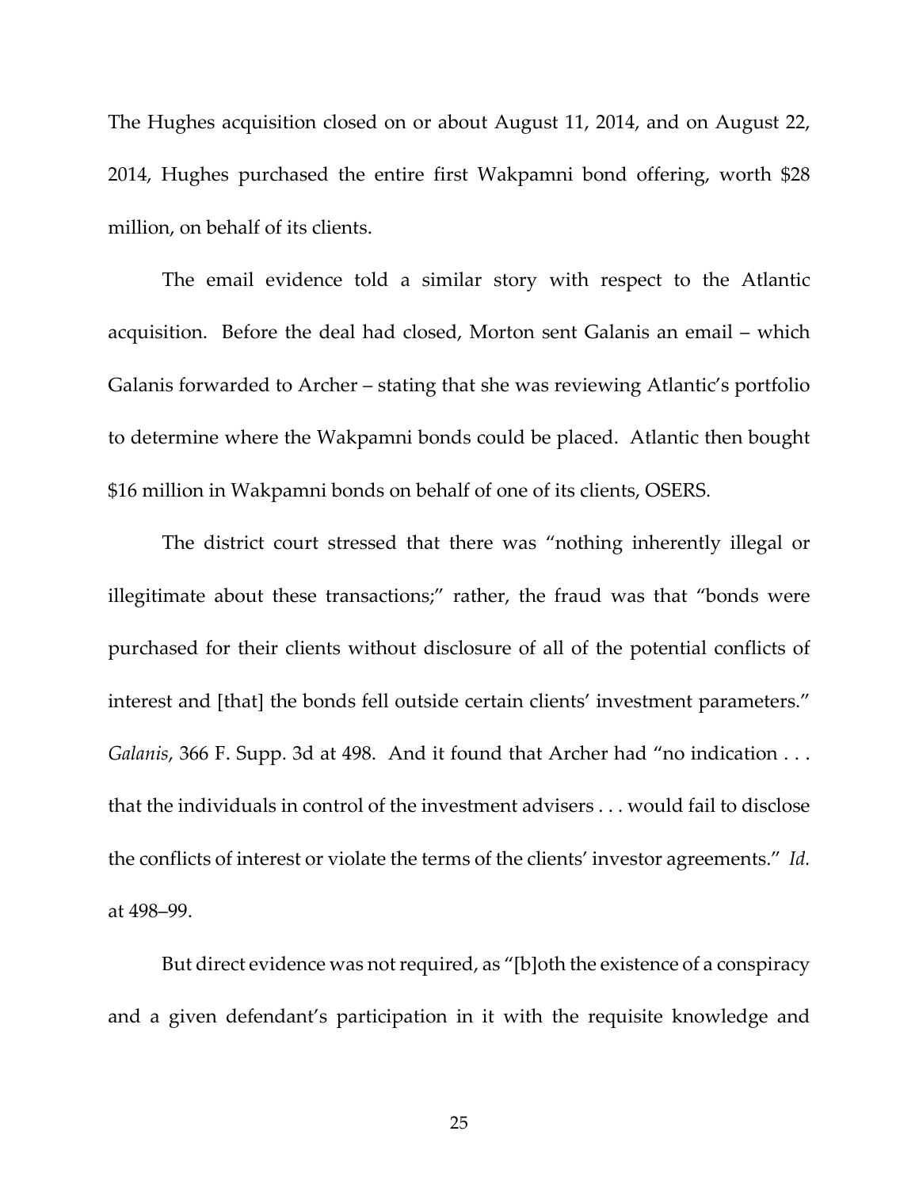The Hughes acquisition closed on or about August 11, 2014, and on August 22, 2014, Hughes purchased the entire first Wakpamni bond offering, worth $28 million, on behalf of its clients.

The email evidence told a similar story with respect to the Atlantic acquisition. Before the deal had closed, Morton sent Galanis an email – which Galanis forwarded to Archer – stating that she was reviewing Atlantic's portfolio to determine where the Wakpamni bonds could be placed. Atlantic then bought $16 million in Wakpamni bonds on behalf of one of its clients, OSERS.

The district court stressed that there was "nothing inherently illegal or illegitimate about these transactions;" rather, the fraud was that "bonds were purchased for their clients without disclosure of all of the potential conflicts of interest and [that] the bonds fell outside certain clients' investment parameters." *Galanis*, 366 F. Supp. 3d at 498. And it found that Archer had "no indication . . . that the individuals in control of the investment advisers . . . would fail to disclose the conflicts of interest or violate the terms of the clients' investor agreements." *Id.* at 498–99.

But direct evidence was not required, as "[b]oth the existence of a conspiracy and a given defendant's participation in it with the requisite knowledge and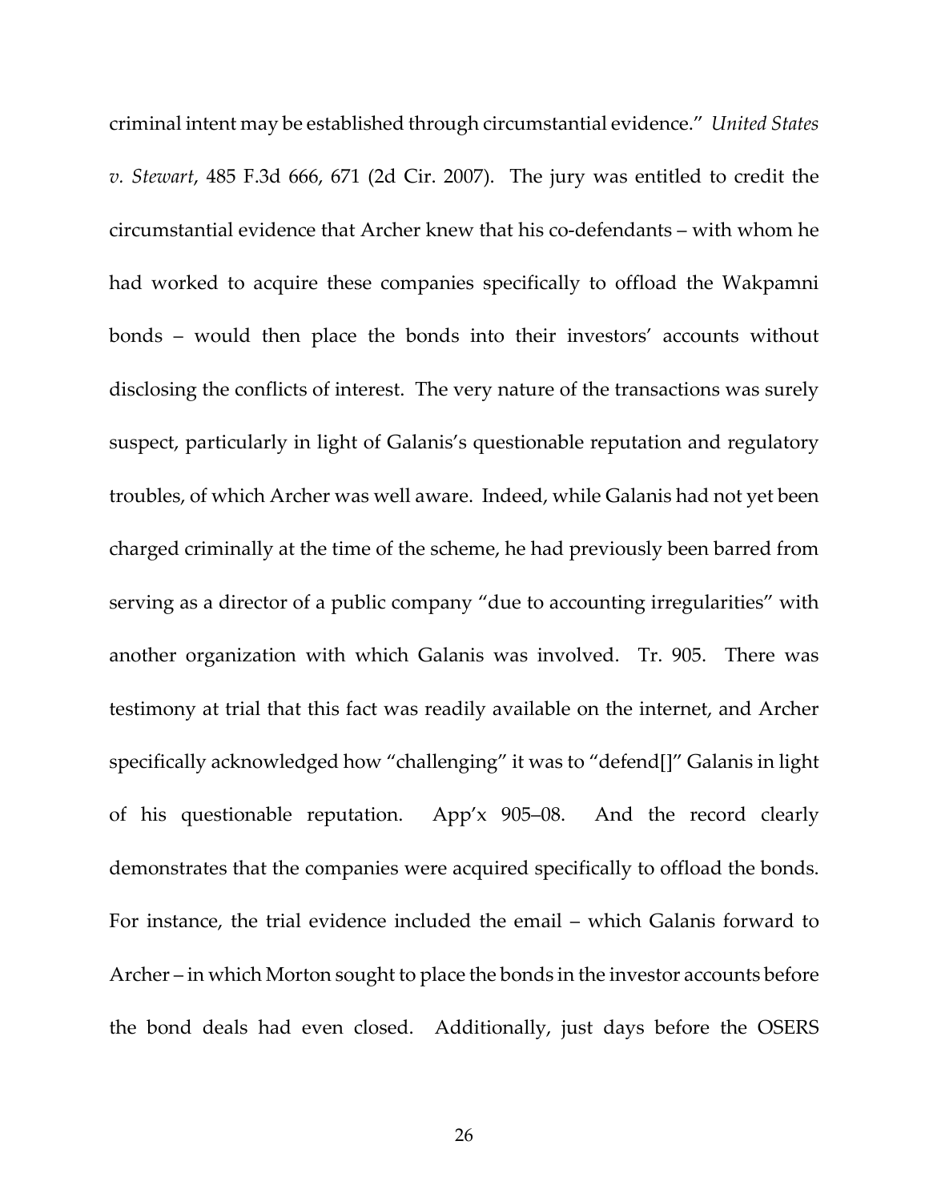criminal intent may be established through circumstantial evidence." *United States v. Stewart*, 485 F.3d 666, 671 (2d Cir. 2007). The jury was entitled to credit the circumstantial evidence that Archer knew that his co-defendants – with whom he had worked to acquire these companies specifically to offload the Wakpamni bonds – would then place the bonds into their investors' accounts without disclosing the conflicts of interest. The very nature of the transactions was surely suspect, particularly in light of Galanis's questionable reputation and regulatory troubles, of which Archer was well aware. Indeed, while Galanis had not yet been charged criminally at the time of the scheme, he had previously been barred from serving as a director of a public company "due to accounting irregularities" with another organization with which Galanis was involved. Tr. 905. There was testimony at trial that this fact was readily available on the internet, and Archer specifically acknowledged how "challenging" it was to "defend[]" Galanis in light of his questionable reputation. App'x 905–08. And the record clearly demonstrates that the companies were acquired specifically to offload the bonds. For instance, the trial evidence included the email – which Galanis forward to Archer – in which Morton sought to place the bonds in the investor accounts before the bond deals had even closed. Additionally, just days before the OSERS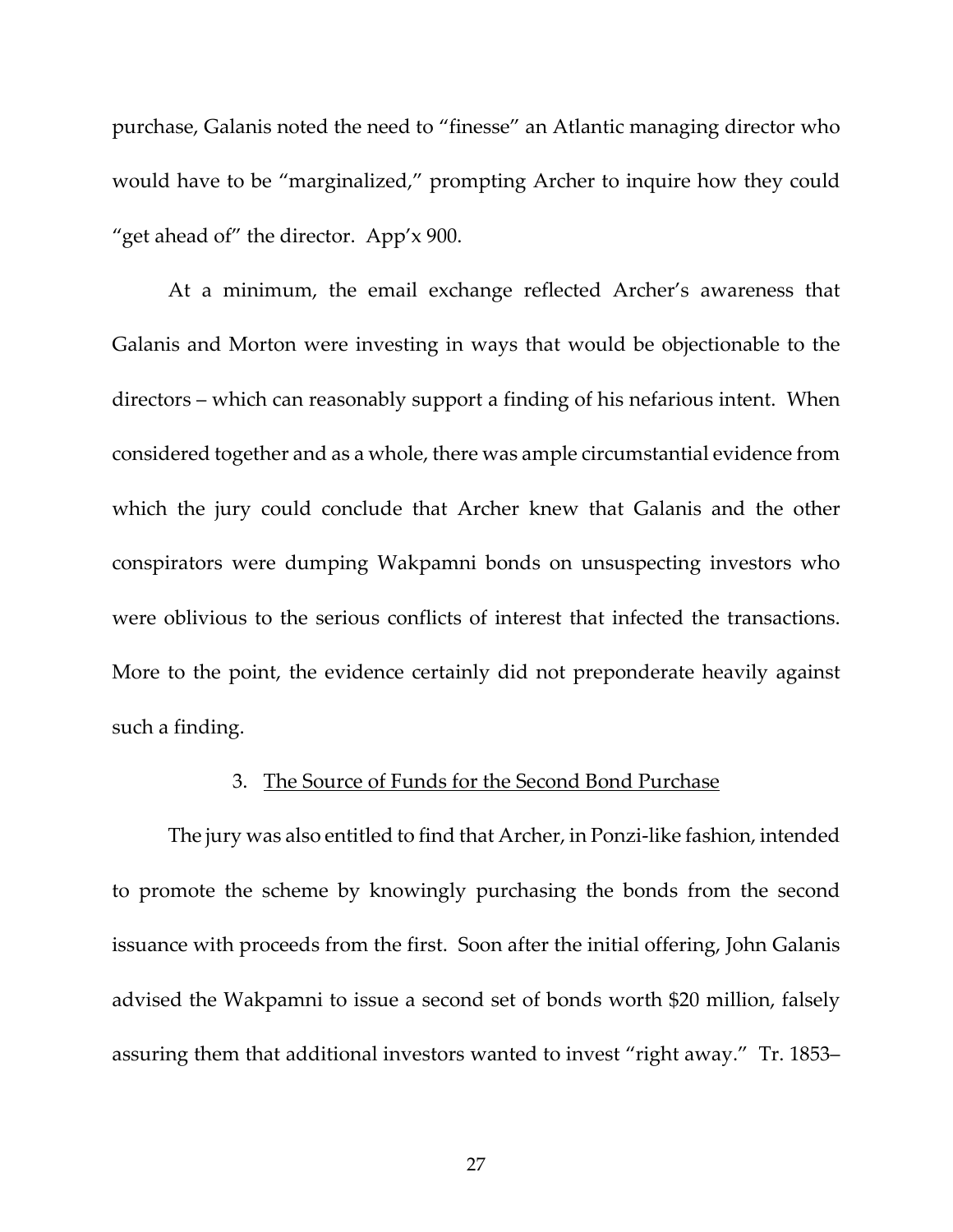purchase, Galanis noted the need to "finesse" an Atlantic managing director who would have to be "marginalized," prompting Archer to inquire how they could "get ahead of" the director. App'x 900.

At a minimum, the email exchange reflected Archer's awareness that Galanis and Morton were investing in ways that would be objectionable to the directors – which can reasonably support a finding of his nefarious intent. When considered together and as a whole, there was ample circumstantial evidence from which the jury could conclude that Archer knew that Galanis and the other conspirators were dumping Wakpamni bonds on unsuspecting investors who were oblivious to the serious conflicts of interest that infected the transactions. More to the point, the evidence certainly did not preponderate heavily against such a finding.

### 3. <u>The Source of Funds for the Second Bond Purchase</u>

The jury was also entitled to find that Archer, in Ponzi-like fashion, intended to promote the scheme by knowingly purchasing the bonds from the second issuance with proceeds from the first. Soon after the initial offering, John Galanis advised the Wakpamni to issue a second set of bonds worth $20 million, falsely assuring them that additional investors wanted to invest "right away." Tr. 1853–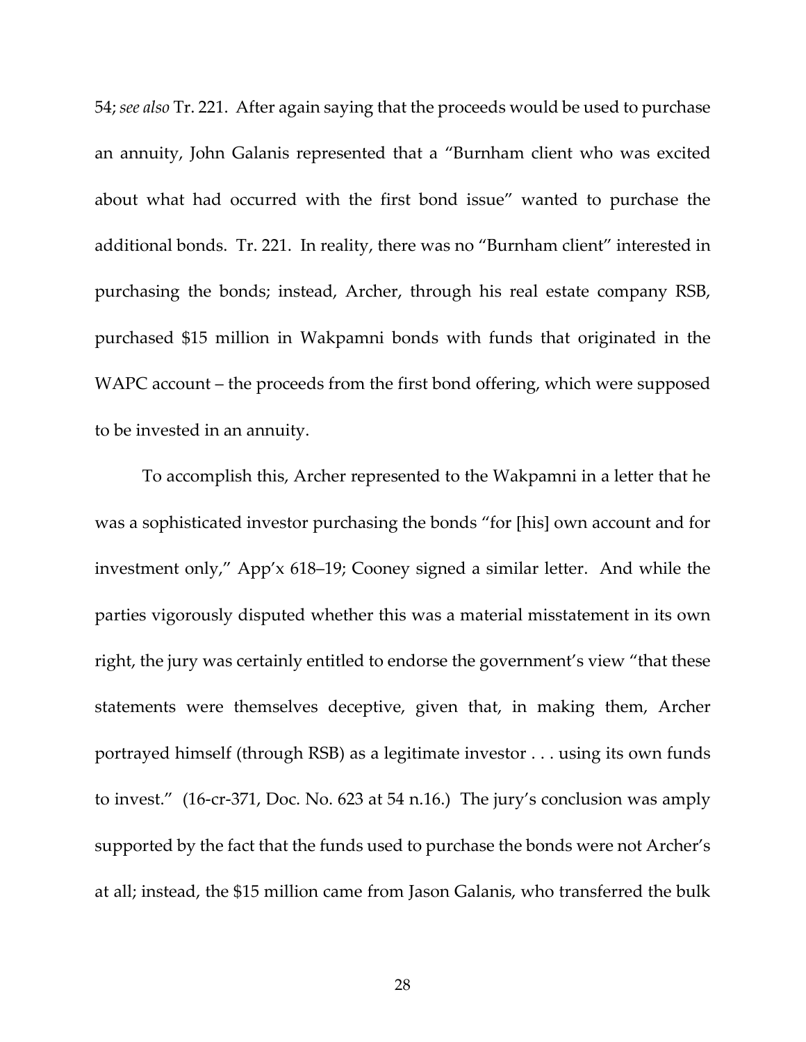54; *see also* Tr. 221. After again saying that the proceeds would be used to purchase an annuity, John Galanis represented that a "Burnham client who was excited about what had occurred with the first bond issue" wanted to purchase the additional bonds. Tr. 221. In reality, there was no "Burnham client" interested in purchasing the bonds; instead, Archer, through his real estate company RSB, purchased $15 million in Wakpamni bonds with funds that originated in the WAPC account – the proceeds from the first bond offering, which were supposed to be invested in an annuity.

To accomplish this, Archer represented to the Wakpamni in a letter that he was a sophisticated investor purchasing the bonds "for [his] own account and for investment only," App'x 618–19; Cooney signed a similar letter. And while the parties vigorously disputed whether this was a material misstatement in its own right, the jury was certainly entitled to endorse the government's view "that these statements were themselves deceptive, given that, in making them, Archer portrayed himself (through RSB) as a legitimate investor . . . using its own funds to invest." (16-cr-371, Doc. No. 623 at 54 n.16.) The jury's conclusion was amply supported by the fact that the funds used to purchase the bonds were not Archer's at all; instead, the $15 million came from Jason Galanis, who transferred the bulk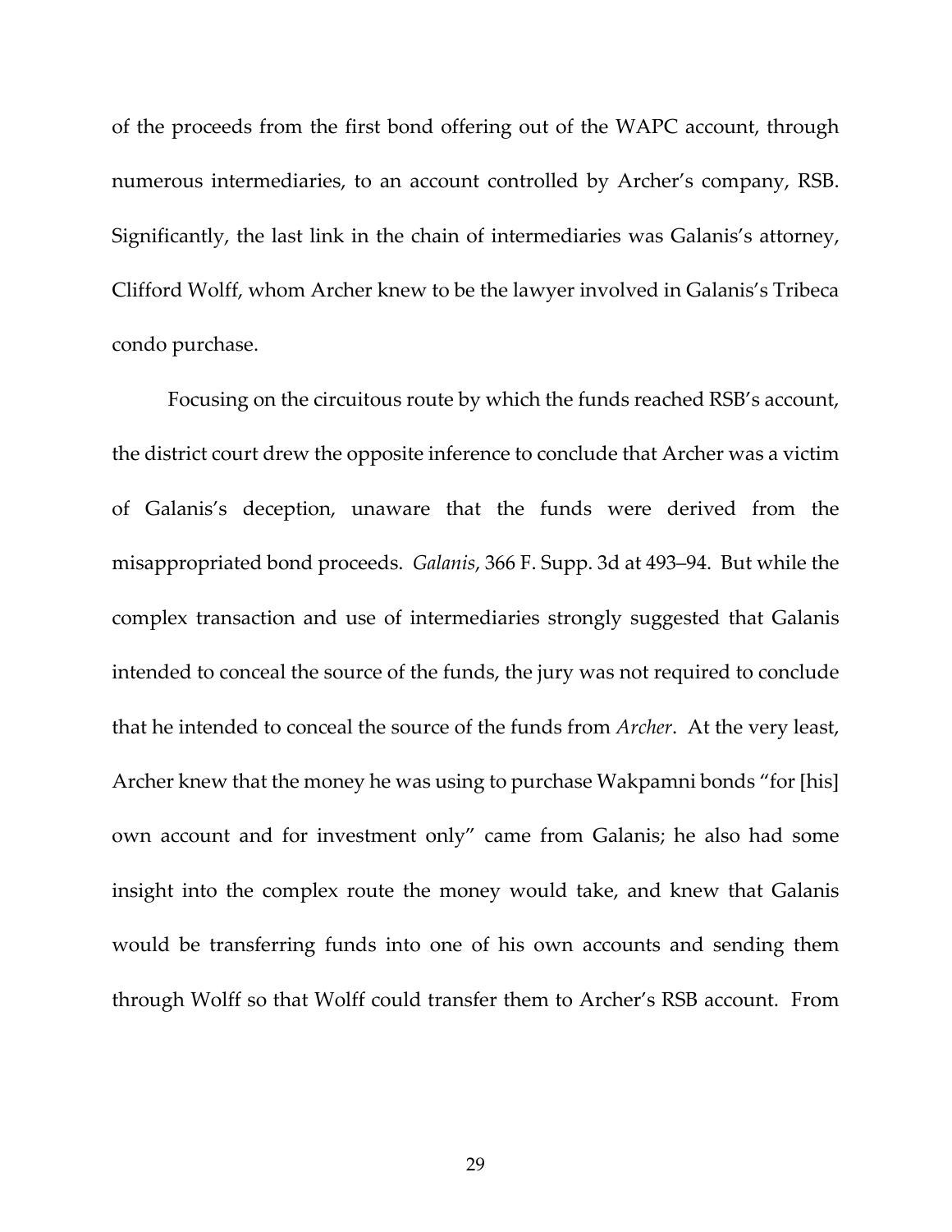of the proceeds from the first bond offering out of the WAPC account, through numerous intermediaries, to an account controlled by Archer's company, RSB. Significantly, the last link in the chain of intermediaries was Galanis's attorney, Clifford Wolff, whom Archer knew to be the lawyer involved in Galanis's Tribeca condo purchase.

Focusing on the circuitous route by which the funds reached RSB's account, the district court drew the opposite inference to conclude that Archer was a victim of Galanis's deception, unaware that the funds were derived from the misappropriated bond proceeds. *Galanis*, 366 F. Supp. 3d at 493–94. But while the complex transaction and use of intermediaries strongly suggested that Galanis intended to conceal the source of the funds, the jury was not required to conclude that he intended to conceal the source of the funds from *Archer*. At the very least, Archer knew that the money he was using to purchase Wakpamni bonds "for [his] own account and for investment only" came from Galanis; he also had some insight into the complex route the money would take, and knew that Galanis would be transferring funds into one of his own accounts and sending them through Wolff so that Wolff could transfer them to Archer's RSB account. From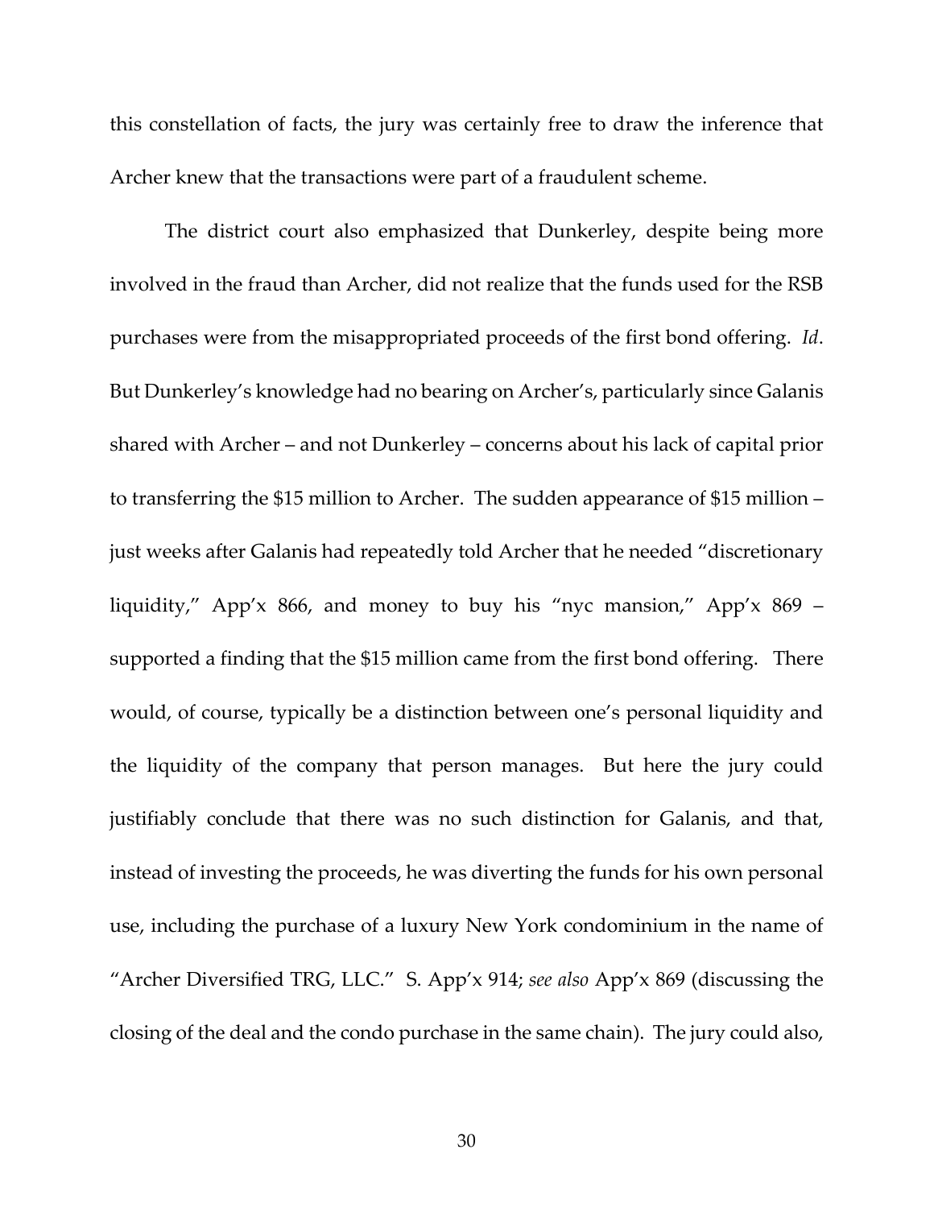this constellation of facts, the jury was certainly free to draw the inference that Archer knew that the transactions were part of a fraudulent scheme.

The district court also emphasized that Dunkerley, despite being more involved in the fraud than Archer, did not realize that the funds used for the RSB purchases were from the misappropriated proceeds of the first bond offering. *Id*. But Dunkerley's knowledge had no bearing on Archer's, particularly since Galanis shared with Archer – and not Dunkerley – concerns about his lack of capital prior to transferring the $15 million to Archer. The sudden appearance of $15 million – just weeks after Galanis had repeatedly told Archer that he needed "discretionary liquidity," App'x 866, and money to buy his "nyc mansion," App'x 869 – supported a finding that the $15 million came from the first bond offering. There would, of course, typically be a distinction between one's personal liquidity and the liquidity of the company that person manages. But here the jury could justifiably conclude that there was no such distinction for Galanis, and that, instead of investing the proceeds, he was diverting the funds for his own personal use, including the purchase of a luxury New York condominium in the name of "Archer Diversified TRG, LLC." S. App'x 914; *see also* App'x 869 (discussing the closing of the deal and the condo purchase in the same chain). The jury could also,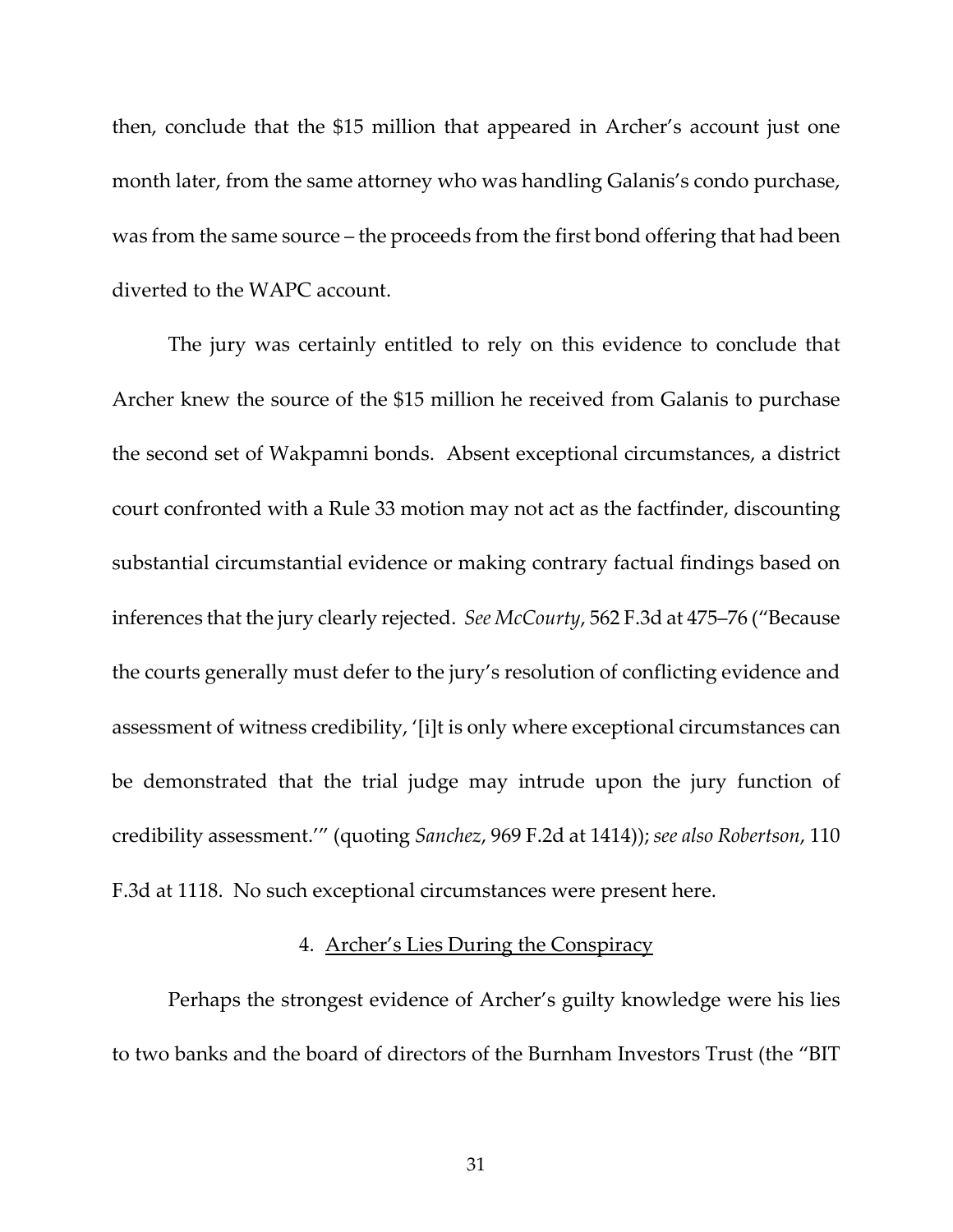then, conclude that the $15 million that appeared in Archer's account just one month later, from the same attorney who was handling Galanis's condo purchase, was from the same source – the proceeds from the first bond offering that had been diverted to the WAPC account.

The jury was certainly entitled to rely on this evidence to conclude that Archer knew the source of the $15 million he received from Galanis to purchase the second set of Wakpamni bonds. Absent exceptional circumstances, a district court confronted with a Rule 33 motion may not act as the factfinder, discounting substantial circumstantial evidence or making contrary factual findings based on inferences that the jury clearly rejected. *See McCourty*, 562 F.3d at 475–76 ("Because the courts generally must defer to the jury's resolution of conflicting evidence and assessment of witness credibility, '[i]t is only where exceptional circumstances can be demonstrated that the trial judge may intrude upon the jury function of credibility assessment.'" (quoting *Sanchez*, 969 F.2d at 1414)); *see also Robertson*, 110 F.3d at 1118. No such exceptional circumstances were present here.

4. Archer's Lies During the Conspiracy

Perhaps the strongest evidence of Archer's guilty knowledge were his lies to two banks and the board of directors of the Burnham Investors Trust (the "BIT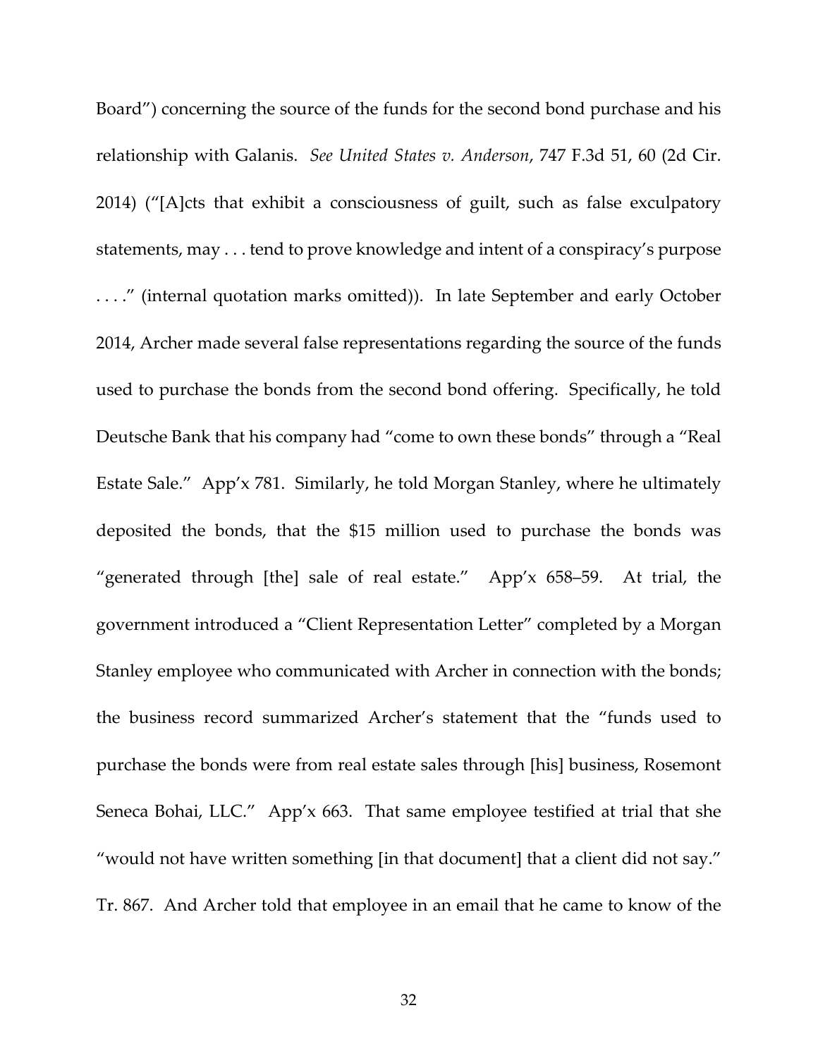Board") concerning the source of the funds for the second bond purchase and his relationship with Galanis. *See United States v. Anderson*, 747 F.3d 51, 60 (2d Cir. 2014) ("[A]cts that exhibit a consciousness of guilt, such as false exculpatory statements, may . . . tend to prove knowledge and intent of a conspiracy's purpose . . . ." (internal quotation marks omitted)). In late September and early October 2014, Archer made several false representations regarding the source of the funds used to purchase the bonds from the second bond offering. Specifically, he told Deutsche Bank that his company had "come to own these bonds" through a "Real Estate Sale." App'x 781. Similarly, he told Morgan Stanley, where he ultimately deposited the bonds, that the $15 million used to purchase the bonds was "generated through [the] sale of real estate." App'x 658–59. At trial, the government introduced a "Client Representation Letter" completed by a Morgan Stanley employee who communicated with Archer in connection with the bonds; the business record summarized Archer's statement that the "funds used to purchase the bonds were from real estate sales through [his] business, Rosemont Seneca Bohai, LLC." App'x 663. That same employee testified at trial that she "would not have written something [in that document] that a client did not say." Tr. 867. And Archer told that employee in an email that he came to know of the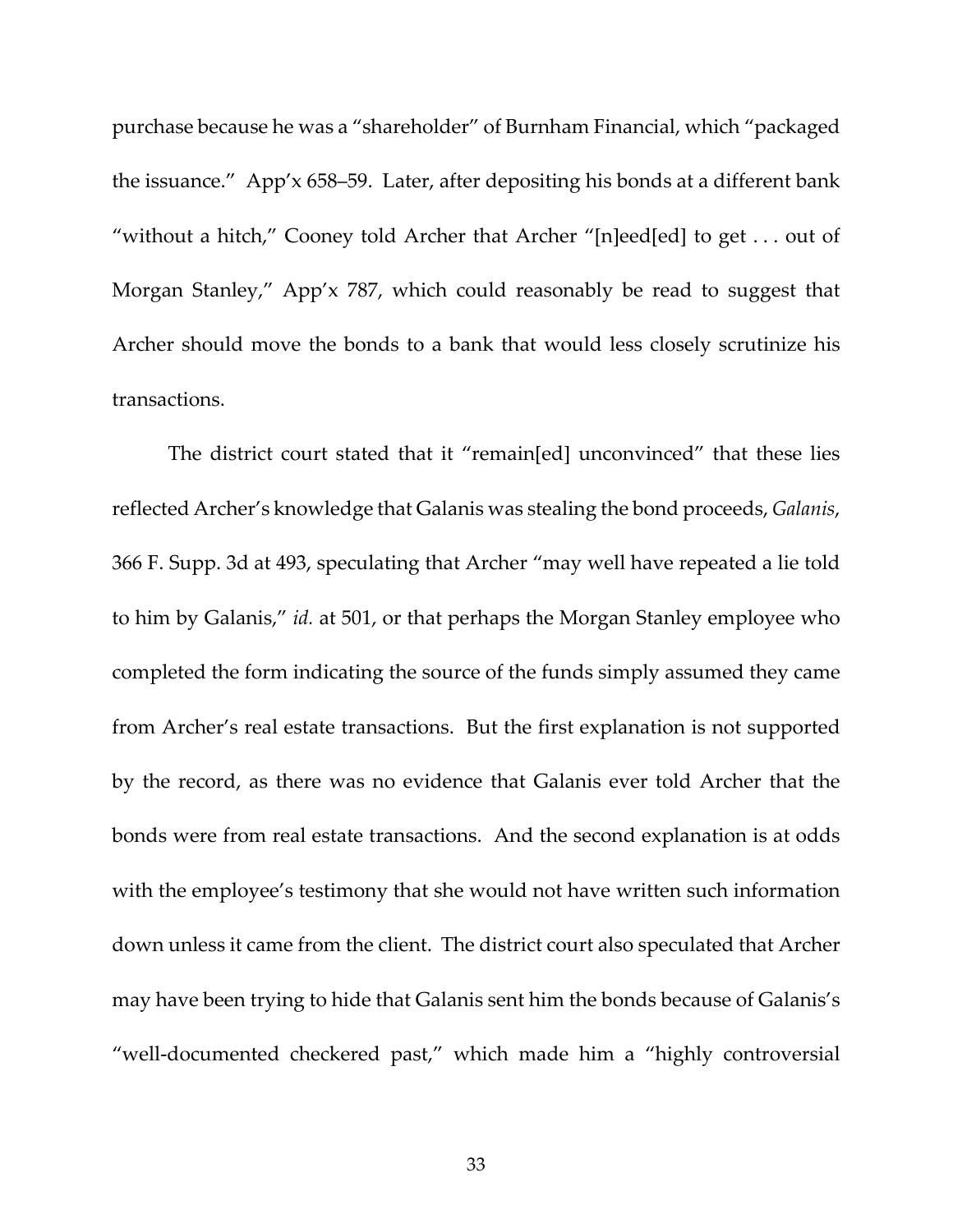purchase because he was a "shareholder" of Burnham Financial, which "packaged the issuance." App'x 658–59. Later, after depositing his bonds at a different bank "without a hitch," Cooney told Archer that Archer "[n]eed[ed] to get . . . out of Morgan Stanley," App'x 787, which could reasonably be read to suggest that Archer should move the bonds to a bank that would less closely scrutinize his transactions.

The district court stated that it "remain[ed] unconvinced" that these lies reflected Archer's knowledge that Galanis was stealing the bond proceeds, *Galanis*, 366 F. Supp. 3d at 493, speculating that Archer "may well have repeated a lie told to him by Galanis," *id.* at 501, or that perhaps the Morgan Stanley employee who completed the form indicating the source of the funds simply assumed they came from Archer's real estate transactions. But the first explanation is not supported by the record, as there was no evidence that Galanis ever told Archer that the bonds were from real estate transactions. And the second explanation is at odds with the employee's testimony that she would not have written such information down unless it came from the client. The district court also speculated that Archer may have been trying to hide that Galanis sent him the bonds because of Galanis's "well-documented checkered past," which made him a "highly controversial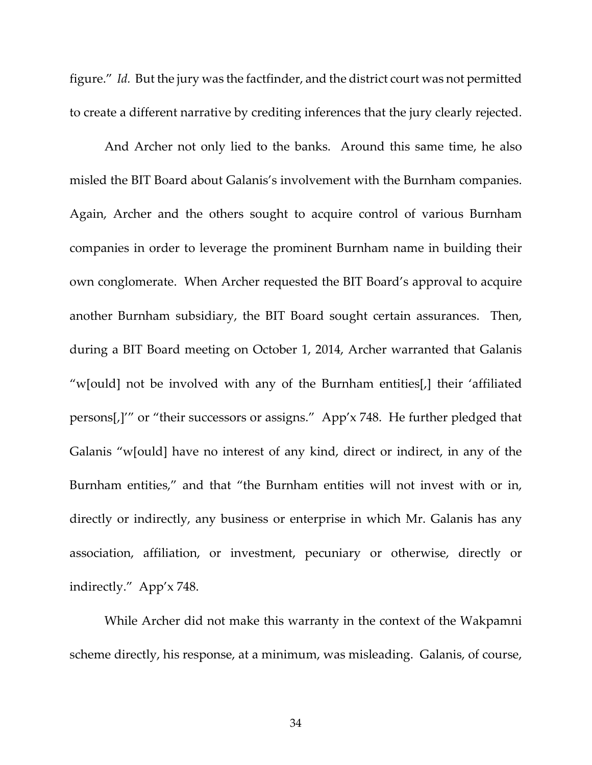figure." *Id.* But the jury was the factfinder, and the district court was not permitted to create a different narrative by crediting inferences that the jury clearly rejected.

And Archer not only lied to the banks. Around this same time, he also misled the BIT Board about Galanis's involvement with the Burnham companies. Again, Archer and the others sought to acquire control of various Burnham companies in order to leverage the prominent Burnham name in building their own conglomerate. When Archer requested the BIT Board's approval to acquire another Burnham subsidiary, the BIT Board sought certain assurances. Then, during a BIT Board meeting on October 1, 2014, Archer warranted that Galanis "w[ould] not be involved with any of the Burnham entities[,] their 'affiliated persons[,]'" or "their successors or assigns." App'x 748. He further pledged that Galanis "w[ould] have no interest of any kind, direct or indirect, in any of the Burnham entities," and that "the Burnham entities will not invest with or in, directly or indirectly, any business or enterprise in which Mr. Galanis has any association, affiliation, or investment, pecuniary or otherwise, directly or indirectly." App'x 748.

While Archer did not make this warranty in the context of the Wakpamni scheme directly, his response, at a minimum, was misleading. Galanis, of course,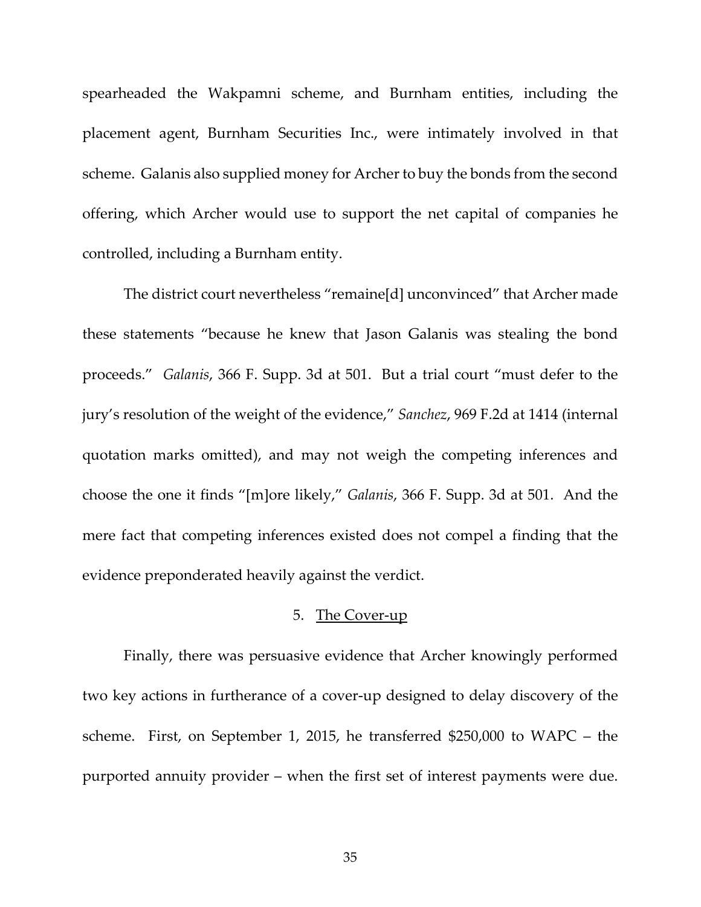spearheaded the Wakpamni scheme, and Burnham entities, including the placement agent, Burnham Securities Inc., were intimately involved in that scheme. Galanis also supplied money for Archer to buy the bonds from the second offering, which Archer would use to support the net capital of companies he controlled, including a Burnham entity.

The district court nevertheless "remaine[d] unconvinced" that Archer made these statements "because he knew that Jason Galanis was stealing the bond proceeds." *Galanis*, 366 F. Supp. 3d at 501. But a trial court "must defer to the jury's resolution of the weight of the evidence," *Sanchez*, 969 F.2d at 1414 (internal quotation marks omitted), and may not weigh the competing inferences and choose the one it finds "[m]ore likely," *Galanis*, 366 F. Supp. 3d at 501. And the mere fact that competing inferences existed does not compel a finding that the evidence preponderated heavily against the verdict.

5. <u>The Cover-up</u>

Finally, there was persuasive evidence that Archer knowingly performed two key actions in furtherance of a cover-up designed to delay discovery of the scheme. First, on September 1, 2015, he transferred $250,000 to WAPC – the purported annuity provider – when the first set of interest payments were due.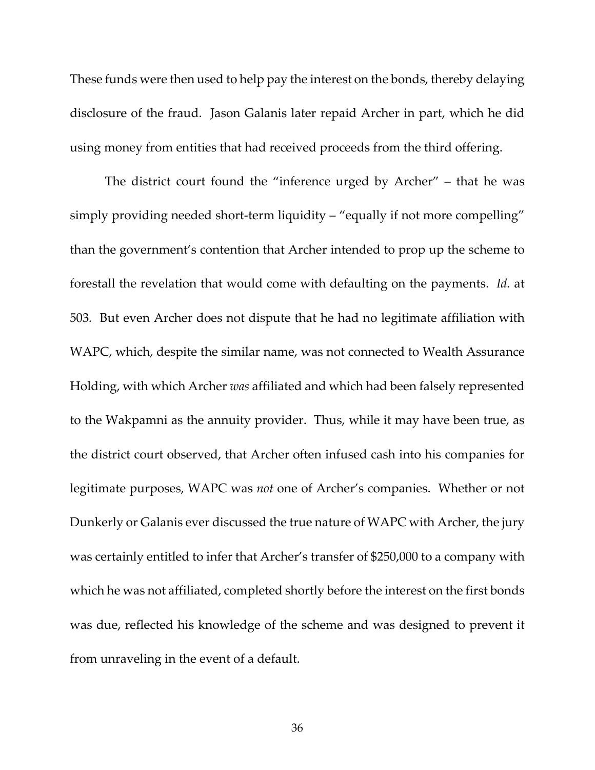These funds were then used to help pay the interest on the bonds, thereby delaying disclosure of the fraud. Jason Galanis later repaid Archer in part, which he did using money from entities that had received proceeds from the third offering.

The district court found the "inference urged by Archer" – that he was simply providing needed short-term liquidity – "equally if not more compelling" than the government's contention that Archer intended to prop up the scheme to forestall the revelation that would come with defaulting on the payments. *Id.* at 503. But even Archer does not dispute that he had no legitimate affiliation with WAPC, which, despite the similar name, was not connected to Wealth Assurance Holding, with which Archer *was* affiliated and which had been falsely represented to the Wakpamni as the annuity provider. Thus, while it may have been true, as the district court observed, that Archer often infused cash into his companies for legitimate purposes, WAPC was *not* one of Archer's companies. Whether or not Dunkerly or Galanis ever discussed the true nature of WAPC with Archer, the jury was certainly entitled to infer that Archer's transfer of $250,000 to a company with which he was not affiliated, completed shortly before the interest on the first bonds was due, reflected his knowledge of the scheme and was designed to prevent it from unraveling in the event of a default.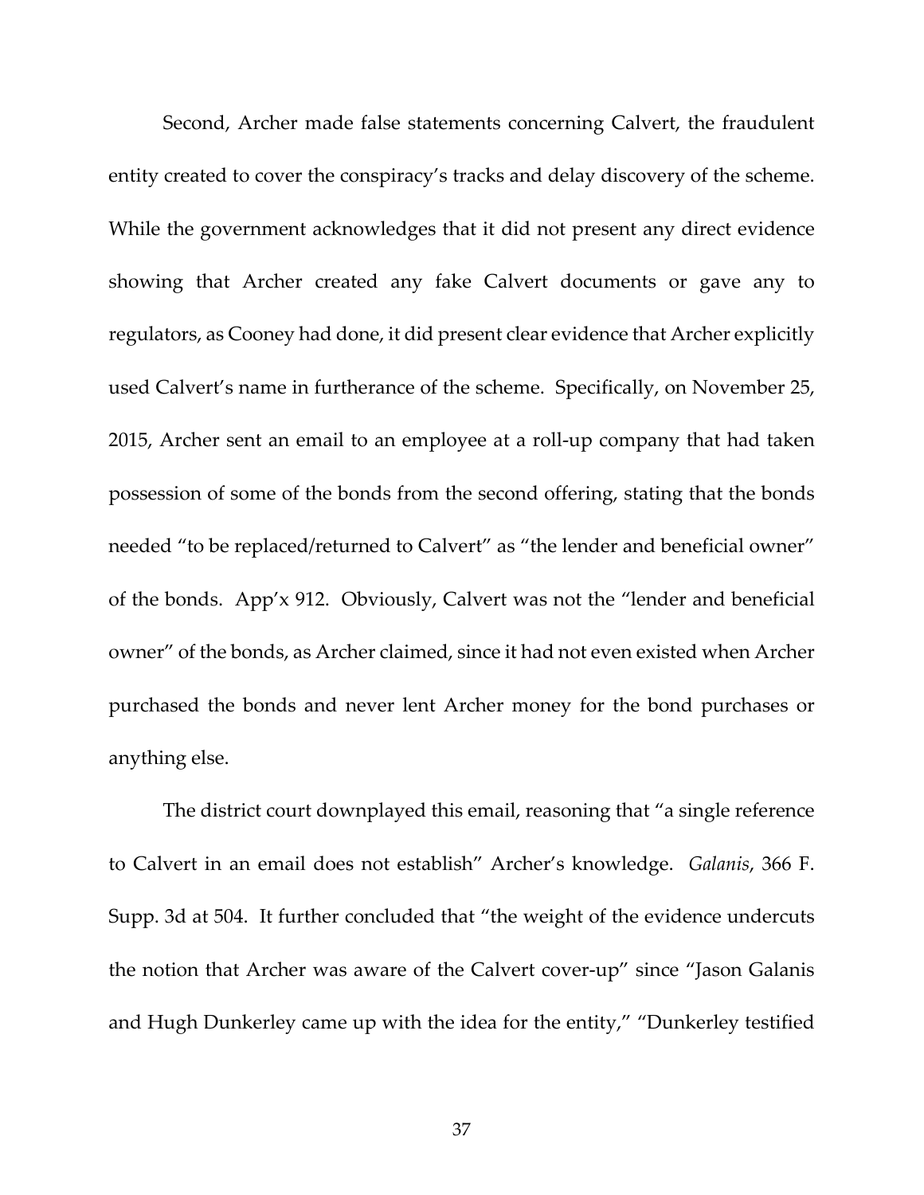Second, Archer made false statements concerning Calvert, the fraudulent entity created to cover the conspiracy's tracks and delay discovery of the scheme. While the government acknowledges that it did not present any direct evidence showing that Archer created any fake Calvert documents or gave any to regulators, as Cooney had done, it did present clear evidence that Archer explicitly used Calvert's name in furtherance of the scheme. Specifically, on November 25, 2015, Archer sent an email to an employee at a roll-up company that had taken possession of some of the bonds from the second offering, stating that the bonds needed "to be replaced/returned to Calvert" as "the lender and beneficial owner" of the bonds. App'x 912. Obviously, Calvert was not the "lender and beneficial owner" of the bonds, as Archer claimed, since it had not even existed when Archer purchased the bonds and never lent Archer money for the bond purchases or anything else.

The district court downplayed this email, reasoning that "a single reference to Calvert in an email does not establish" Archer's knowledge. *Galanis*, 366 F. Supp. 3d at 504. It further concluded that "the weight of the evidence undercuts the notion that Archer was aware of the Calvert cover-up" since "Jason Galanis and Hugh Dunkerley came up with the idea for the entity," "Dunkerley testified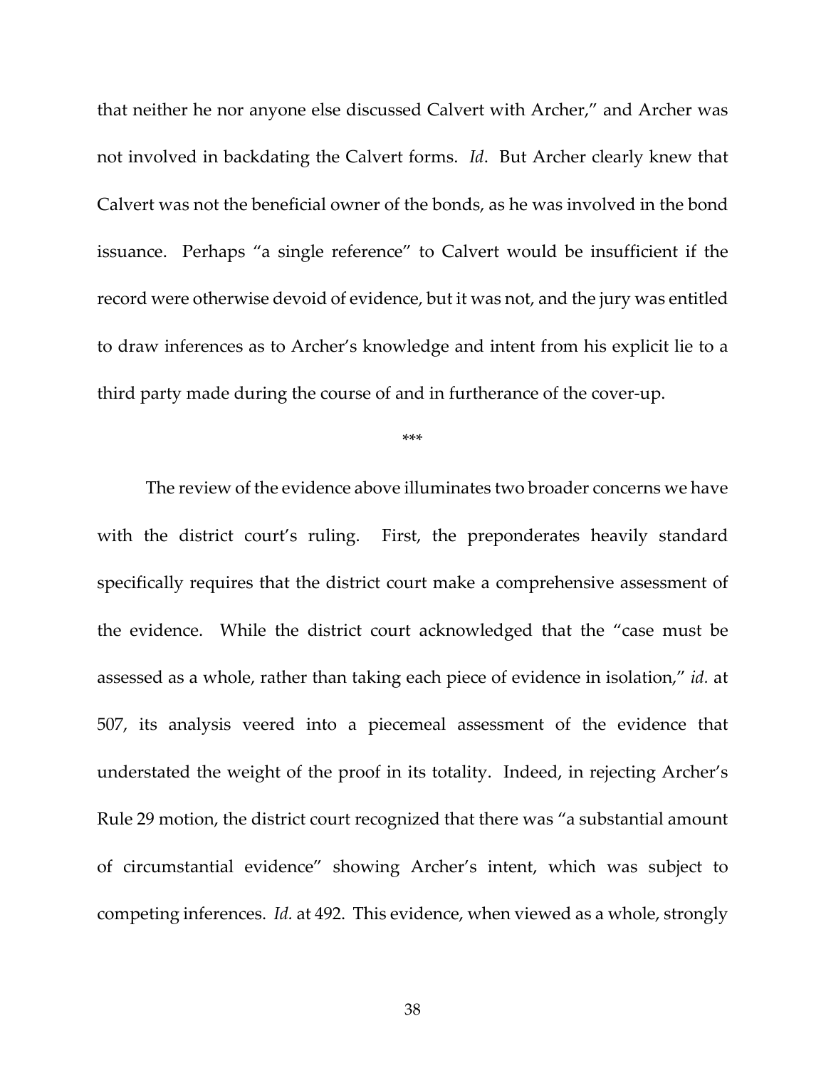that neither he nor anyone else discussed Calvert with Archer," and Archer was not involved in backdating the Calvert forms. *Id*. But Archer clearly knew that Calvert was not the beneficial owner of the bonds, as he was involved in the bond issuance. Perhaps "a single reference" to Calvert would be insufficient if the record were otherwise devoid of evidence, but it was not, and the jury was entitled to draw inferences as to Archer's knowledge and intent from his explicit lie to a third party made during the course of and in furtherance of the cover-up.

***

The review of the evidence above illuminates two broader concerns we have with the district court's ruling. First, the preponderates heavily standard specifically requires that the district court make a comprehensive assessment of the evidence. While the district court acknowledged that the "case must be assessed as a whole, rather than taking each piece of evidence in isolation," *id.* at 507, its analysis veered into a piecemeal assessment of the evidence that understated the weight of the proof in its totality. Indeed, in rejecting Archer's Rule 29 motion, the district court recognized that there was "a substantial amount of circumstantial evidence" showing Archer's intent, which was subject to competing inferences. *Id.* at 492. This evidence, when viewed as a whole, strongly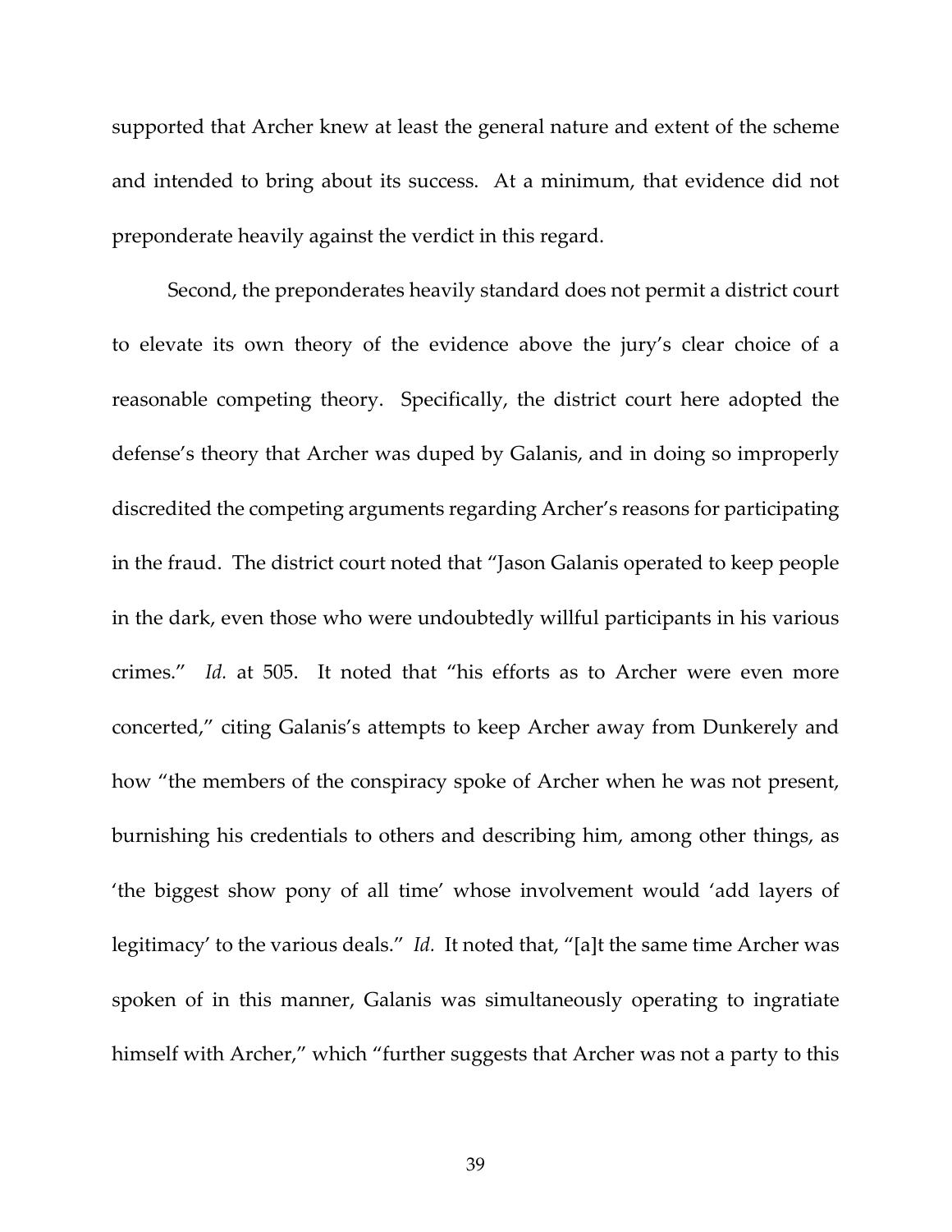supported that Archer knew at least the general nature and extent of the scheme and intended to bring about its success. At a minimum, that evidence did not preponderate heavily against the verdict in this regard.

Second, the preponderates heavily standard does not permit a district court to elevate its own theory of the evidence above the jury's clear choice of a reasonable competing theory. Specifically, the district court here adopted the defense's theory that Archer was duped by Galanis, and in doing so improperly discredited the competing arguments regarding Archer's reasons for participating in the fraud. The district court noted that "Jason Galanis operated to keep people in the dark, even those who were undoubtedly willful participants in his various crimes." *Id.* at 505. It noted that "his efforts as to Archer were even more concerted," citing Galanis's attempts to keep Archer away from Dunkerely and how "the members of the conspiracy spoke of Archer when he was not present, burnishing his credentials to others and describing him, among other things, as 'the biggest show pony of all time' whose involvement would 'add layers of legitimacy' to the various deals." *Id.* It noted that, "[a]t the same time Archer was spoken of in this manner, Galanis was simultaneously operating to ingratiate himself with Archer," which "further suggests that Archer was not a party to this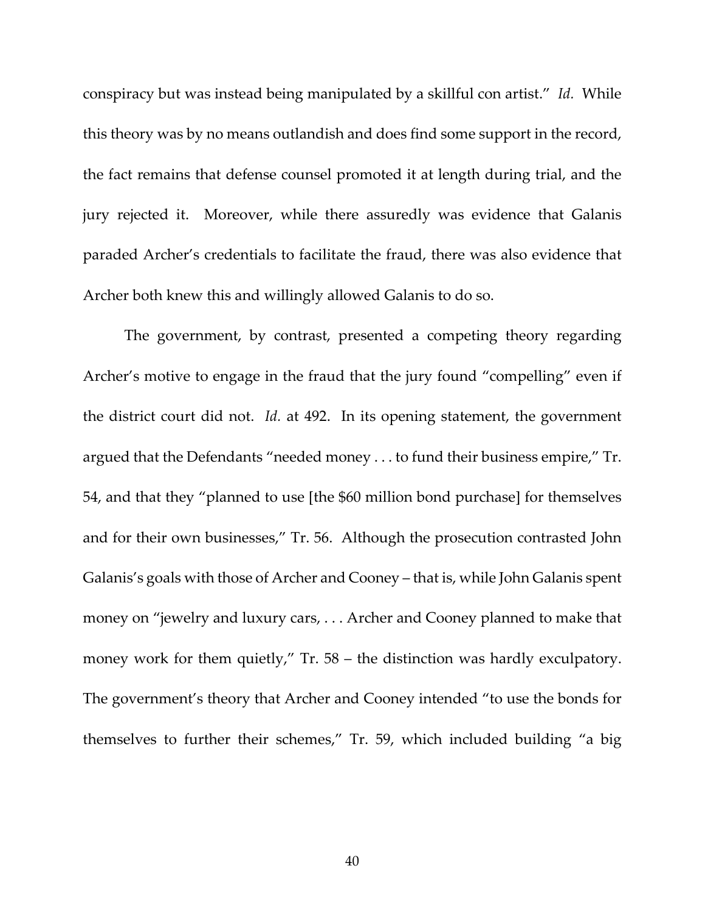conspiracy but was instead being manipulated by a skillful con artist." *Id.* While this theory was by no means outlandish and does find some support in the record, the fact remains that defense counsel promoted it at length during trial, and the jury rejected it. Moreover, while there assuredly was evidence that Galanis paraded Archer's credentials to facilitate the fraud, there was also evidence that Archer both knew this and willingly allowed Galanis to do so.

The government, by contrast, presented a competing theory regarding Archer's motive to engage in the fraud that the jury found "compelling" even if the district court did not. *Id.* at 492. In its opening statement, the government argued that the Defendants "needed money . . . to fund their business empire," Tr. 54, and that they "planned to use [the $60 million bond purchase] for themselves and for their own businesses," Tr. 56. Although the prosecution contrasted John Galanis's goals with those of Archer and Cooney – that is, while John Galanis spent money on "jewelry and luxury cars, . . . Archer and Cooney planned to make that money work for them quietly," Tr. 58 – the distinction was hardly exculpatory. The government's theory that Archer and Cooney intended "to use the bonds for themselves to further their schemes," Tr. 59, which included building "a big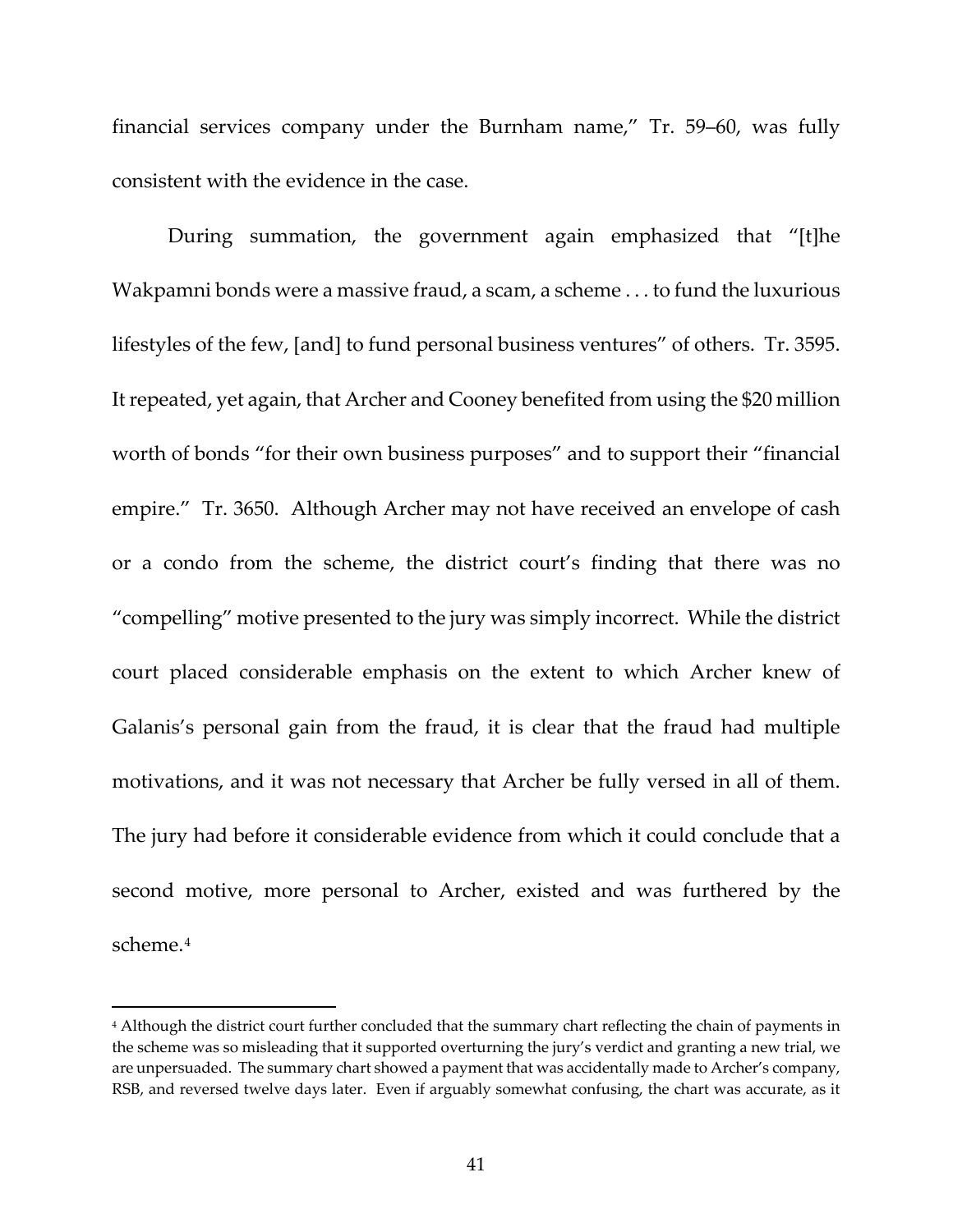financial services company under the Burnham name," Tr. 59–60, was fully consistent with the evidence in the case.

During summation, the government again emphasized that "[t]he Wakpamni bonds were a massive fraud, a scam, a scheme . . . to fund the luxurious lifestyles of the few, [and] to fund personal business ventures" of others. Tr. 3595. It repeated, yet again, that Archer and Cooney benefited from using the $20 million worth of bonds "for their own business purposes" and to support their "financial empire." Tr. 3650. Although Archer may not have received an envelope of cash or a condo from the scheme, the district court's finding that there was no "compelling" motive presented to the jury was simply incorrect. While the district court placed considerable emphasis on the extent to which Archer knew of Galanis's personal gain from the fraud, it is clear that the fraud had multiple motivations, and it was not necessary that Archer be fully versed in all of them. The jury had before it considerable evidence from which it could conclude that a second motive, more personal to Archer, existed and was furthered by the scheme.[4]

---

[4] Although the district court further concluded that the summary chart reflecting the chain of payments in the scheme was so misleading that it supported overturning the jury's verdict and granting a new trial, we are unpersuaded. The summary chart showed a payment that was accidentally made to Archer's company, RSB, and reversed twelve days later. Even if arguably somewhat confusing, the chart was accurate, as it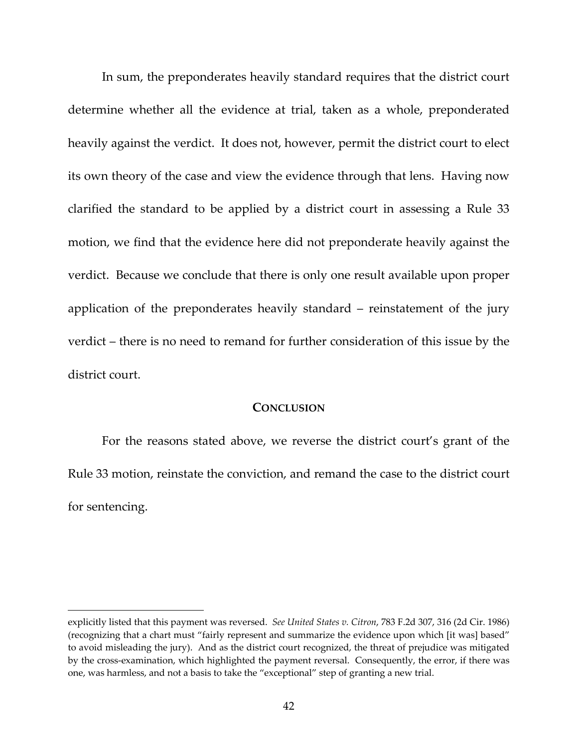In sum, the preponderates heavily standard requires that the district court determine whether all the evidence at trial, taken as a whole, preponderated heavily against the verdict. It does not, however, permit the district court to elect its own theory of the case and view the evidence through that lens. Having now clarified the standard to be applied by a district court in assessing a Rule 33 motion, we find that the evidence here did not preponderate heavily against the verdict. Because we conclude that there is only one result available upon proper application of the preponderates heavily standard – reinstatement of the jury verdict – there is no need to remand for further consideration of this issue by the district court.

## CONCLUSION

For the reasons stated above, we reverse the district court's grant of the Rule 33 motion, reinstate the conviction, and remand the case to the district court for sentencing.

---

explicitly listed that this payment was reversed. *See United States v. Citron*, 783 F.2d 307, 316 (2d Cir. 1986) (recognizing that a chart must "fairly represent and summarize the evidence upon which [it was] based" to avoid misleading the jury). And as the district court recognized, the threat of prejudice was mitigated by the cross-examination, which highlighted the payment reversal. Consequently, the error, if there was one, was harmless, and not a basis to take the "exceptional" step of granting a new trial.